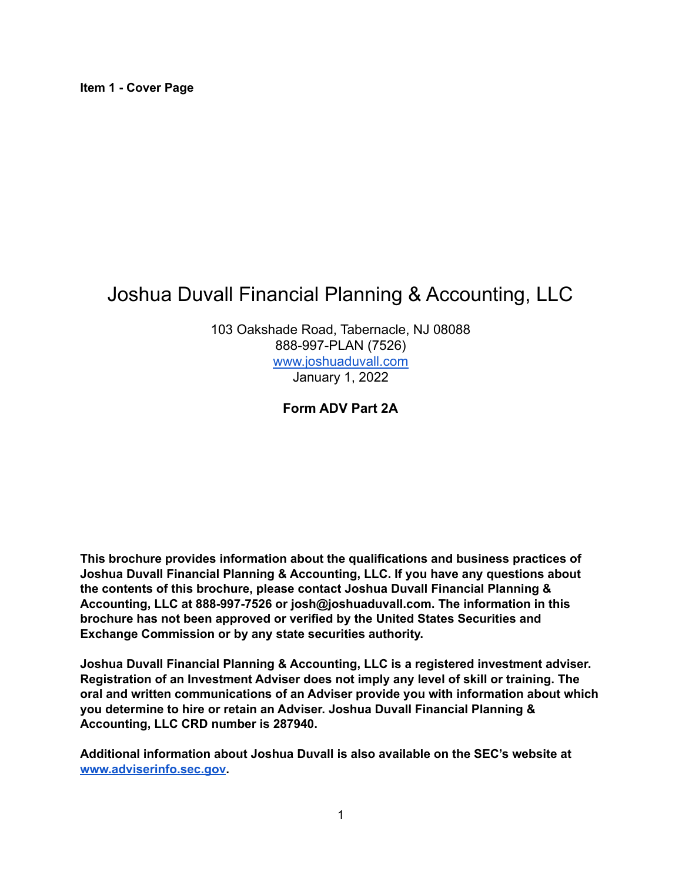**Item 1 - Cover Page**

# Joshua Duvall Financial Planning & Accounting, LLC

103 Oakshade Road, Tabernacle, NJ 08088
888-997-PLAN (7526)
www.joshuaduvall.com
January 1, 2022

**Form ADV Part 2A**

**This brochure provides information about the qualifications and business practices of Joshua Duvall Financial Planning & Accounting, LLC. If you have any questions about the contents of this brochure, please contact Joshua Duvall Financial Planning & Accounting, LLC at 888-997-7526 or josh@joshuaduvall.com. The information in this brochure has not been approved or verified by the United States Securities and Exchange Commission or by any state securities authority.**

**Joshua Duvall Financial Planning & Accounting, LLC is a registered investment adviser. Registration of an Investment Adviser does not imply any level of skill or training. The oral and written communications of an Adviser provide you with information about which you determine to hire or retain an Adviser. Joshua Duvall Financial Planning & Accounting, LLC CRD number is 287940.**

**Additional information about Joshua Duvall is also available on the SEC's website at www.adviserinfo.sec.gov.**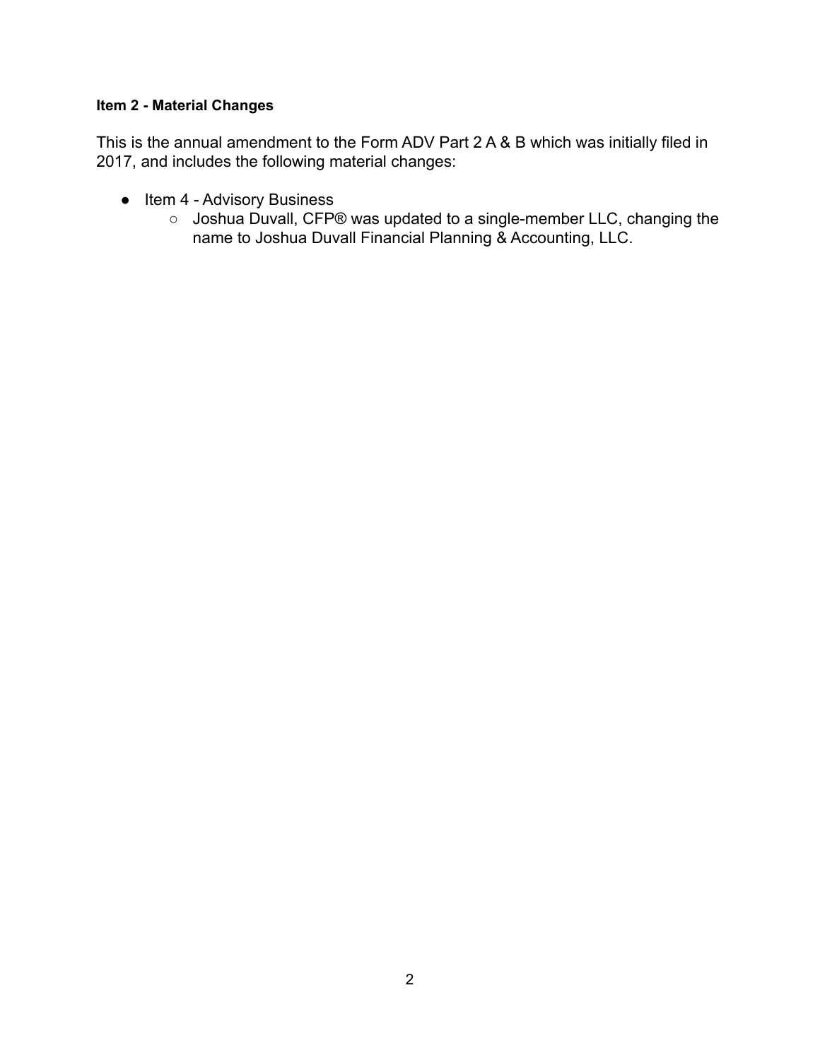**Item 2 - Material Changes**

This is the annual amendment to the Form ADV Part 2 A & B which was initially filed in 2017, and includes the following material changes:

- Item 4 - Advisory Business
  - Joshua Duvall, CFP® was updated to a single-member LLC, changing the name to Joshua Duvall Financial Planning & Accounting, LLC.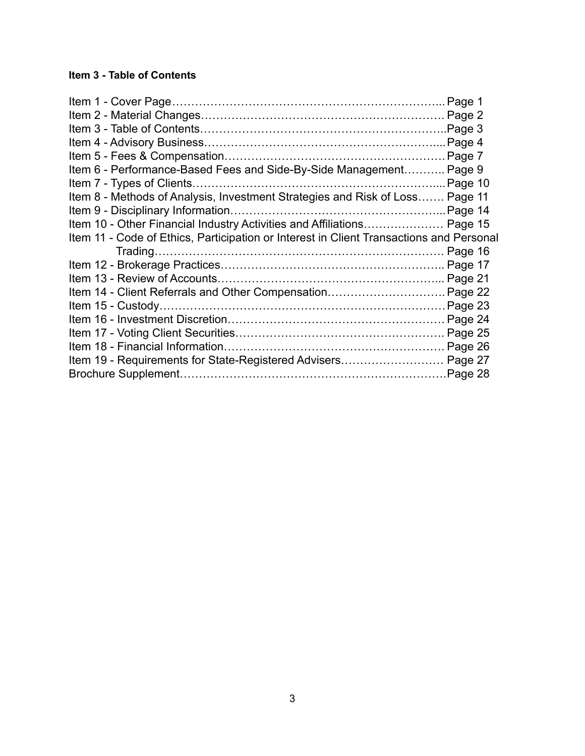**Item 3 - Table of Contents**

Item 1 - Cover Page……………………………………………………………... Page 1
Item 2 - Material Changes………………………………………………………. Page 2
Item 3 - Table of Contents……………………………………………………..Page 3
Item 4 - Advisory Business……………………………………………………....Page 4
Item 5 - Fees & Compensation…………………………………………………. Page 7
Item 6 - Performance-Based Fees and Side-By-Side Management……….. Page 9
Item 7 - Types of Clients………………………………………………………....Page 10
Item 8 - Methods of Analysis, Investment Strategies and Risk of Loss……. Page 11
Item 9 - Disciplinary Information………………………………………………...Page 14
Item 10 - Other Financial Industry Activities and Affiliations………………… Page 15
Item 11 - Code of Ethics, Participation or Interest in Client Transactions and Personal Trading………………………………………………………………… Page 16
Item 12 - Brokerage Practices………………………………………………….. Page 17
Item 13 - Review of Accounts…………………………………………………... Page 21
Item 14 - Client Referrals and Other Compensation…………………………. Page 22
Item 15 - Custody…………………………………………………………………Page 23
Item 16 - Investment Discretion…………………………………………………Page 24
Item 17 - Voting Client Securities………………………………………………. Page 25
Item 18 - Financial Information…………………………………………………. Page 26
Item 19 - Requirements for State-Registered Advisers……………………… Page 27
Brochure Supplement……………………………………………………………Page 28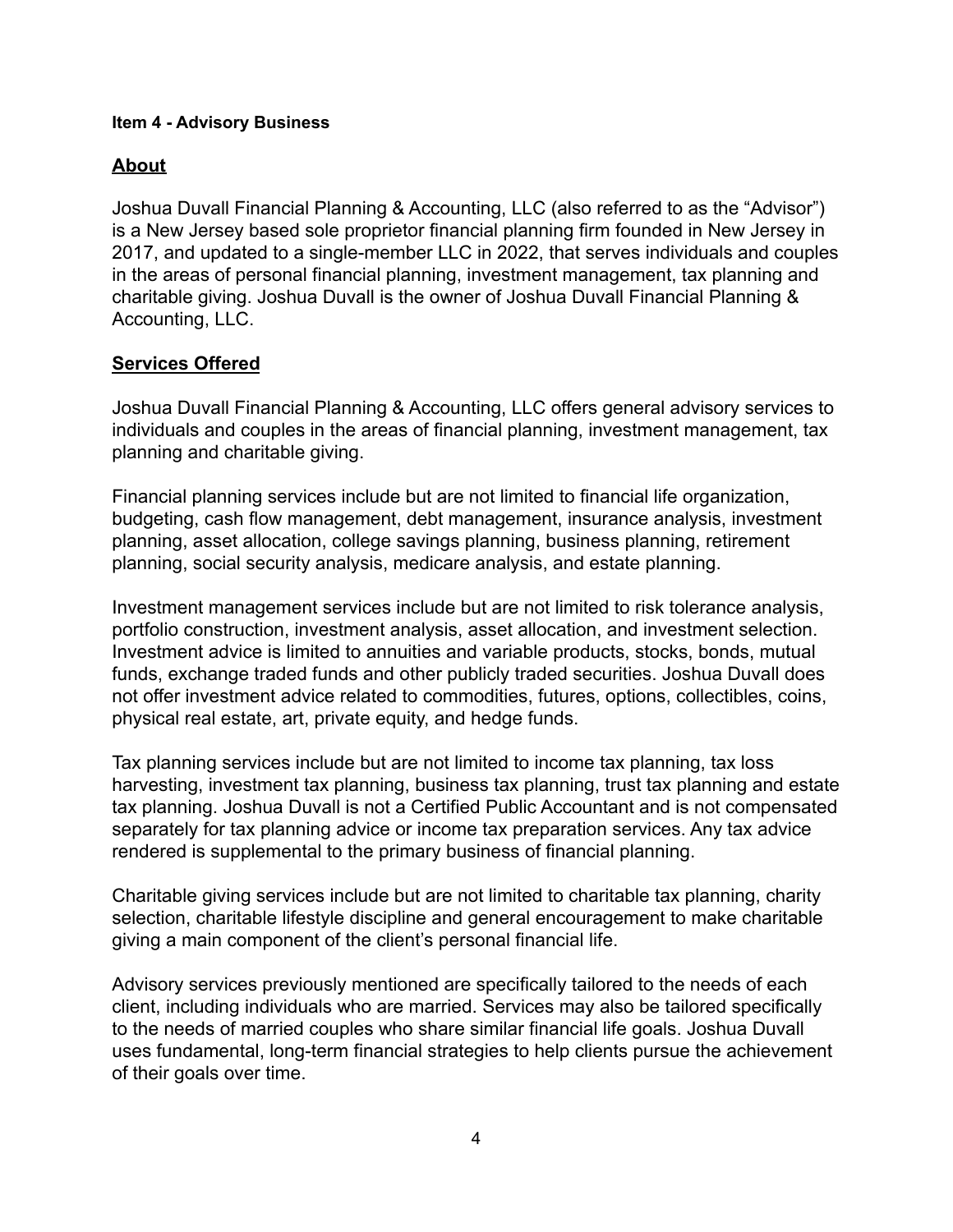**Item 4 - Advisory Business**

## About

Joshua Duvall Financial Planning & Accounting, LLC (also referred to as the "Advisor") is a New Jersey based sole proprietor financial planning firm founded in New Jersey in 2017, and updated to a single-member LLC in 2022, that serves individuals and couples in the areas of personal financial planning, investment management, tax planning and charitable giving. Joshua Duvall is the owner of Joshua Duvall Financial Planning & Accounting, LLC.

## Services Offered

Joshua Duvall Financial Planning & Accounting, LLC offers general advisory services to individuals and couples in the areas of financial planning, investment management, tax planning and charitable giving.

Financial planning services include but are not limited to financial life organization, budgeting, cash flow management, debt management, insurance analysis, investment planning, asset allocation, college savings planning, business planning, retirement planning, social security analysis, medicare analysis, and estate planning.

Investment management services include but are not limited to risk tolerance analysis, portfolio construction, investment analysis, asset allocation, and investment selection. Investment advice is limited to annuities and variable products, stocks, bonds, mutual funds, exchange traded funds and other publicly traded securities. Joshua Duvall does not offer investment advice related to commodities, futures, options, collectibles, coins, physical real estate, art, private equity, and hedge funds.

Tax planning services include but are not limited to income tax planning, tax loss harvesting, investment tax planning, business tax planning, trust tax planning and estate tax planning. Joshua Duvall is not a Certified Public Accountant and is not compensated separately for tax planning advice or income tax preparation services. Any tax advice rendered is supplemental to the primary business of financial planning.

Charitable giving services include but are not limited to charitable tax planning, charity selection, charitable lifestyle discipline and general encouragement to make charitable giving a main component of the client's personal financial life.

Advisory services previously mentioned are specifically tailored to the needs of each client, including individuals who are married. Services may also be tailored specifically to the needs of married couples who share similar financial life goals. Joshua Duvall uses fundamental, long-term financial strategies to help clients pursue the achievement of their goals over time.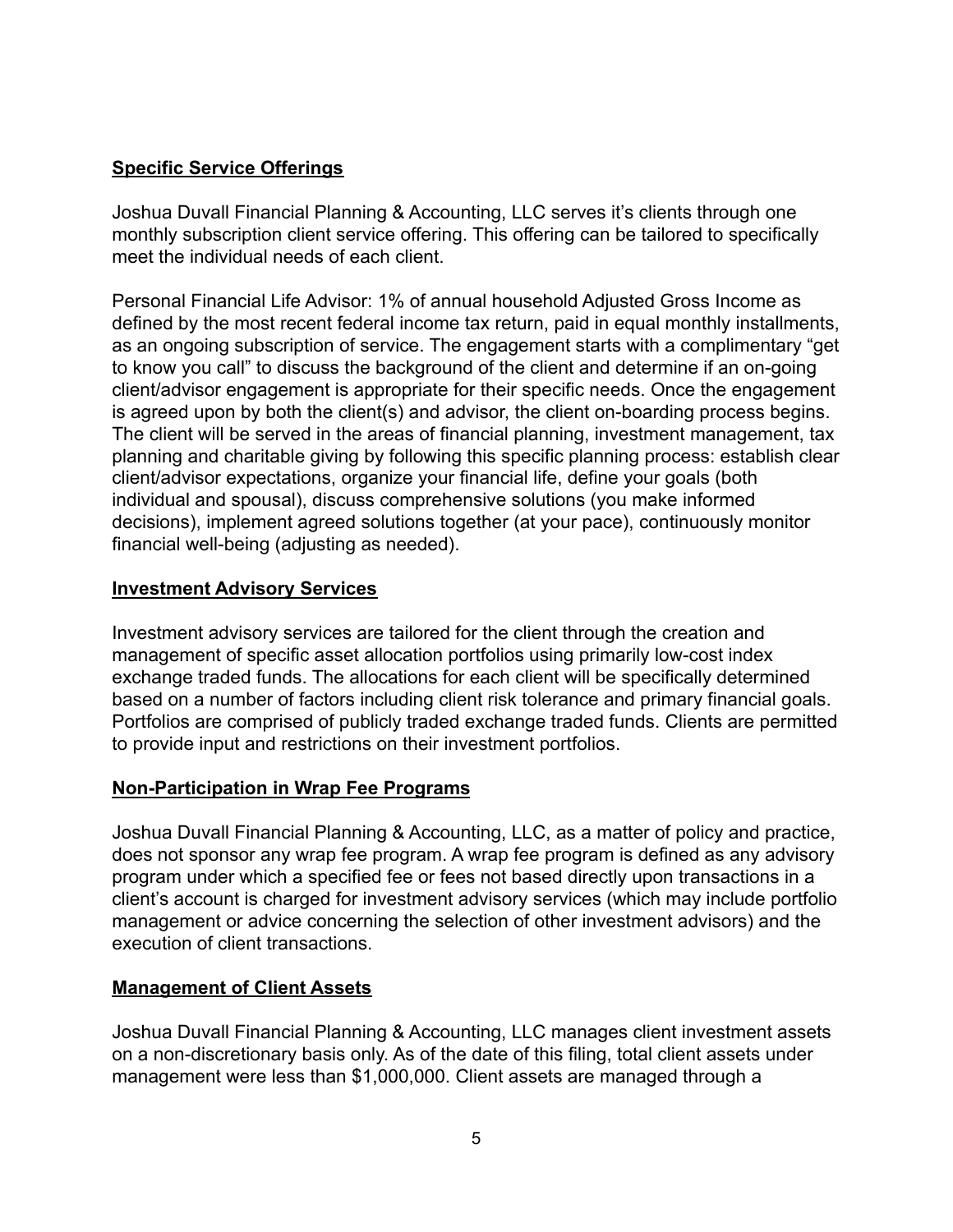**Specific Service Offerings**

Joshua Duvall Financial Planning & Accounting, LLC serves it's clients through one monthly subscription client service offering. This offering can be tailored to specifically meet the individual needs of each client.

Personal Financial Life Advisor: 1% of annual household Adjusted Gross Income as defined by the most recent federal income tax return, paid in equal monthly installments, as an ongoing subscription of service. The engagement starts with a complimentary "get to know you call" to discuss the background of the client and determine if an on-going client/advisor engagement is appropriate for their specific needs. Once the engagement is agreed upon by both the client(s) and advisor, the client on-boarding process begins. The client will be served in the areas of financial planning, investment management, tax planning and charitable giving by following this specific planning process: establish clear client/advisor expectations, organize your financial life, define your goals (both individual and spousal), discuss comprehensive solutions (you make informed decisions), implement agreed solutions together (at your pace), continuously monitor financial well-being (adjusting as needed).

**Investment Advisory Services**

Investment advisory services are tailored for the client through the creation and management of specific asset allocation portfolios using primarily low-cost index exchange traded funds. The allocations for each client will be specifically determined based on a number of factors including client risk tolerance and primary financial goals. Portfolios are comprised of publicly traded exchange traded funds. Clients are permitted to provide input and restrictions on their investment portfolios.

**Non-Participation in Wrap Fee Programs**

Joshua Duvall Financial Planning & Accounting, LLC, as a matter of policy and practice, does not sponsor any wrap fee program. A wrap fee program is defined as any advisory program under which a specified fee or fees not based directly upon transactions in a client's account is charged for investment advisory services (which may include portfolio management or advice concerning the selection of other investment advisors) and the execution of client transactions.

**Management of Client Assets**

Joshua Duvall Financial Planning & Accounting, LLC manages client investment assets on a non-discretionary basis only. As of the date of this filing, total client assets under management were less than $1,000,000. Client assets are managed through a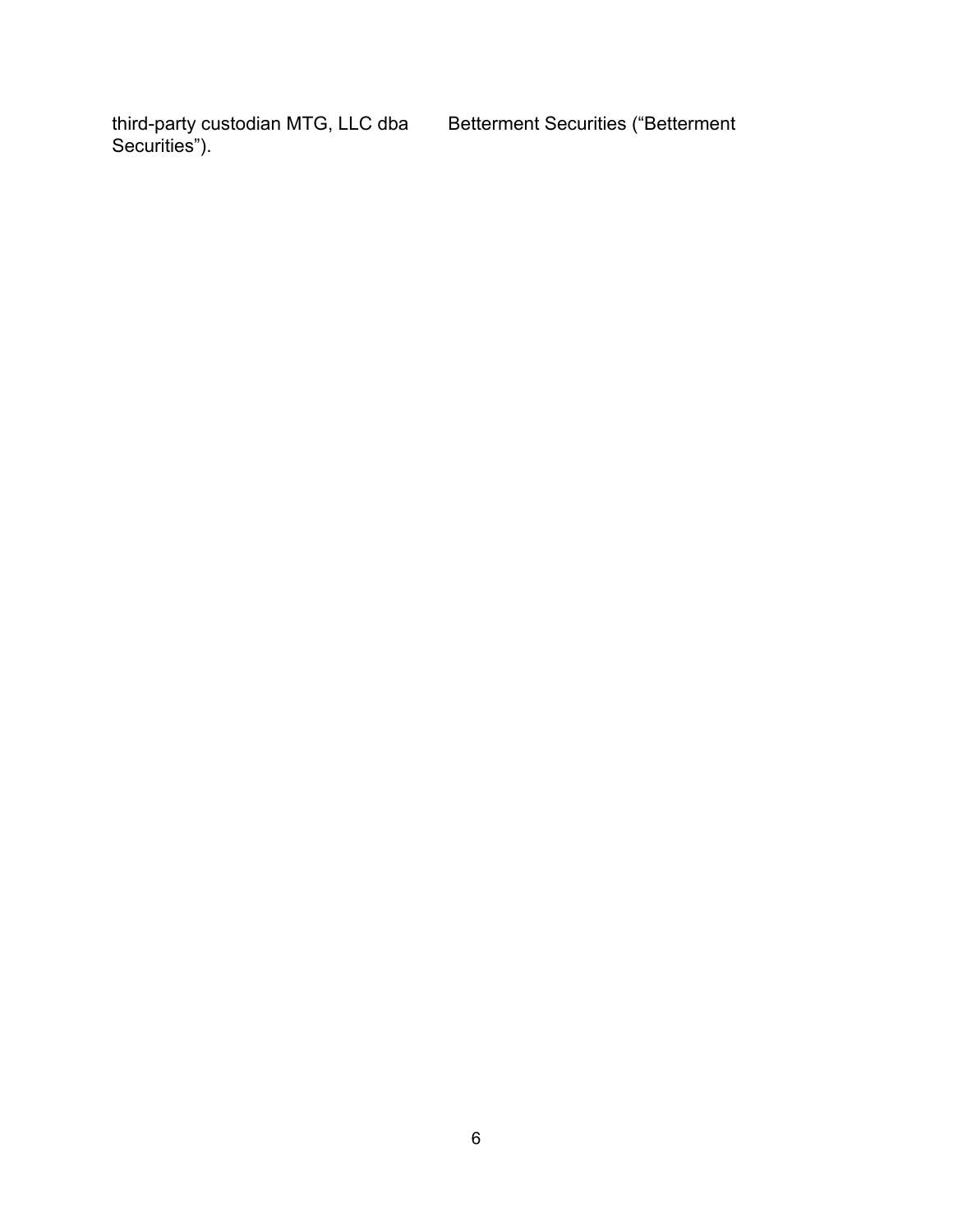third-party custodian MTG, LLC dba Betterment Securities (“Betterment Securities”).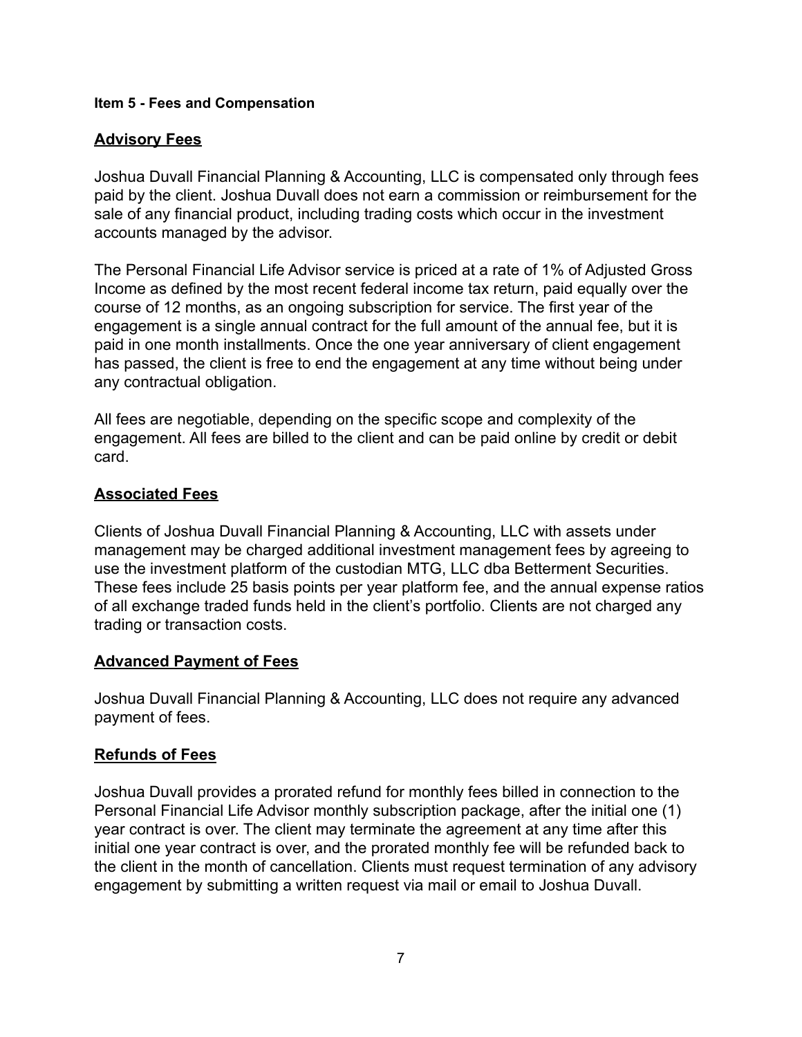**Item 5 - Fees and Compensation**

## Advisory Fees

Joshua Duvall Financial Planning & Accounting, LLC is compensated only through fees paid by the client. Joshua Duvall does not earn a commission or reimbursement for the sale of any financial product, including trading costs which occur in the investment accounts managed by the advisor.

The Personal Financial Life Advisor service is priced at a rate of 1% of Adjusted Gross Income as defined by the most recent federal income tax return, paid equally over the course of 12 months, as an ongoing subscription for service. The first year of the engagement is a single annual contract for the full amount of the annual fee, but it is paid in one month installments. Once the one year anniversary of client engagement has passed, the client is free to end the engagement at any time without being under any contractual obligation.

All fees are negotiable, depending on the specific scope and complexity of the engagement. All fees are billed to the client and can be paid online by credit or debit card.

## Associated Fees

Clients of Joshua Duvall Financial Planning & Accounting, LLC with assets under management may be charged additional investment management fees by agreeing to use the investment platform of the custodian MTG, LLC dba Betterment Securities. These fees include 25 basis points per year platform fee, and the annual expense ratios of all exchange traded funds held in the client's portfolio. Clients are not charged any trading or transaction costs.

## Advanced Payment of Fees

Joshua Duvall Financial Planning & Accounting, LLC does not require any advanced payment of fees.

## Refunds of Fees

Joshua Duvall provides a prorated refund for monthly fees billed in connection to the Personal Financial Life Advisor monthly subscription package, after the initial one (1) year contract is over. The client may terminate the agreement at any time after this initial one year contract is over, and the prorated monthly fee will be refunded back to the client in the month of cancellation. Clients must request termination of any advisory engagement by submitting a written request via mail or email to Joshua Duvall.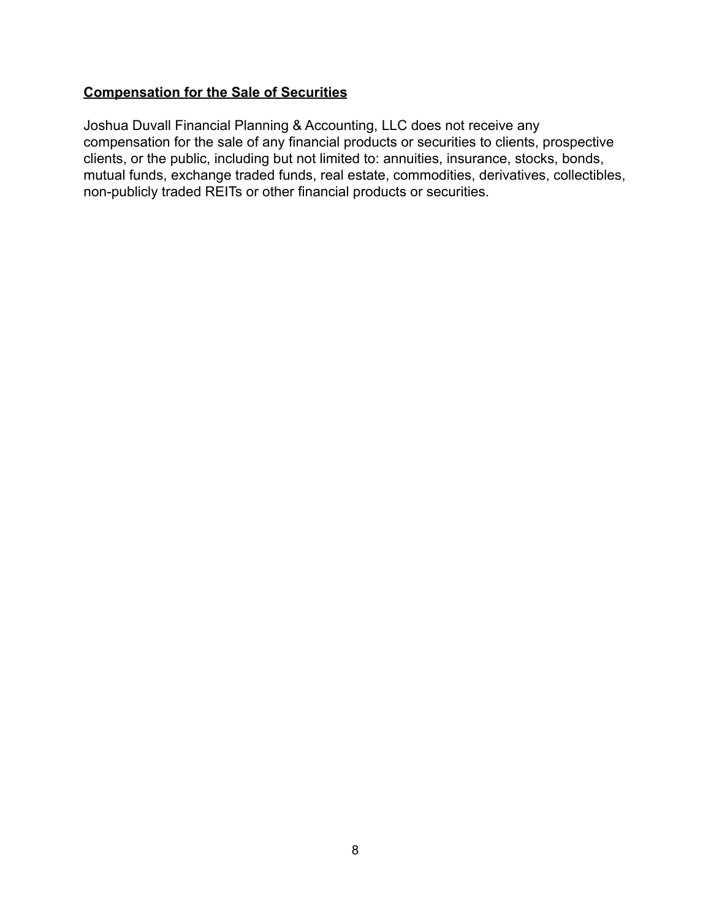**Compensation for the Sale of Securities**

Joshua Duvall Financial Planning & Accounting, LLC does not receive any compensation for the sale of any financial products or securities to clients, prospective clients, or the public, including but not limited to: annuities, insurance, stocks, bonds, mutual funds, exchange traded funds, real estate, commodities, derivatives, collectibles, non-publicly traded REITs or other financial products or securities.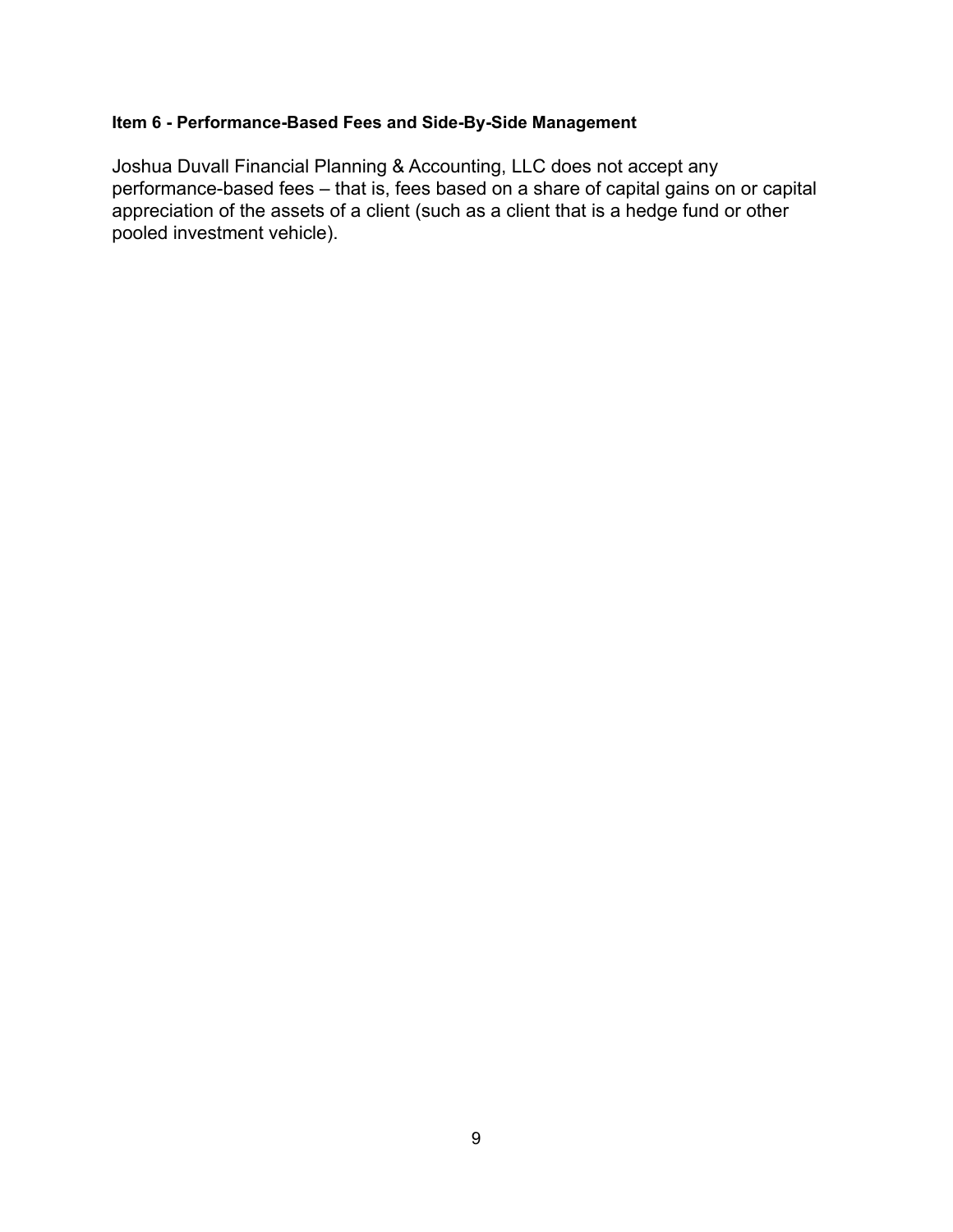### Item 6 - Performance-Based Fees and Side-By-Side Management

Joshua Duvall Financial Planning & Accounting, LLC does not accept any performance-based fees – that is, fees based on a share of capital gains on or capital appreciation of the assets of a client (such as a client that is a hedge fund or other pooled investment vehicle).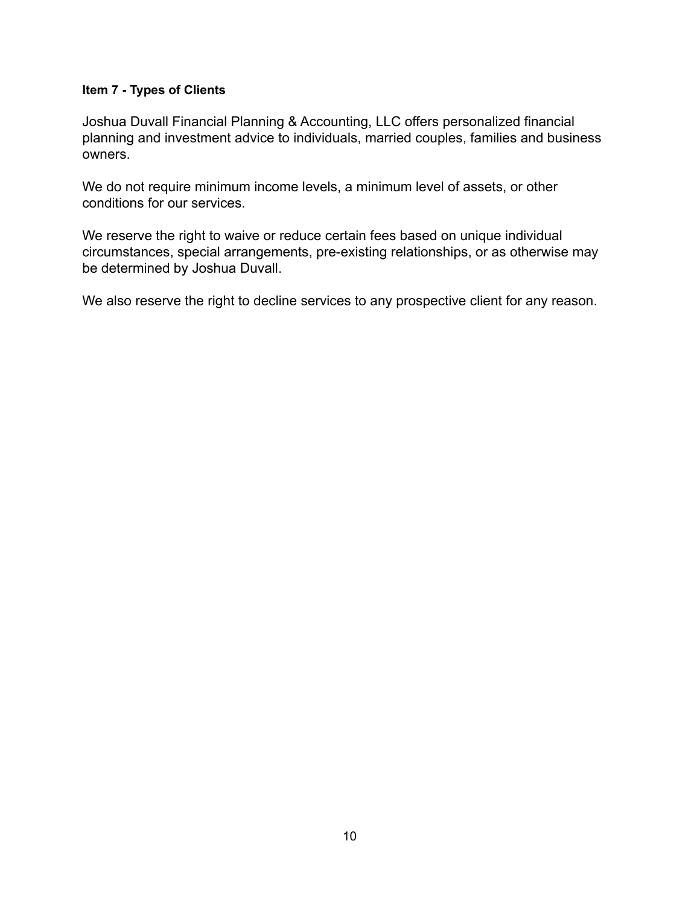**Item 7 - Types of Clients**

Joshua Duvall Financial Planning & Accounting, LLC offers personalized financial planning and investment advice to individuals, married couples, families and business owners.

We do not require minimum income levels, a minimum level of assets, or other conditions for our services.

We reserve the right to waive or reduce certain fees based on unique individual circumstances, special arrangements, pre-existing relationships, or as otherwise may be determined by Joshua Duvall.

We also reserve the right to decline services to any prospective client for any reason.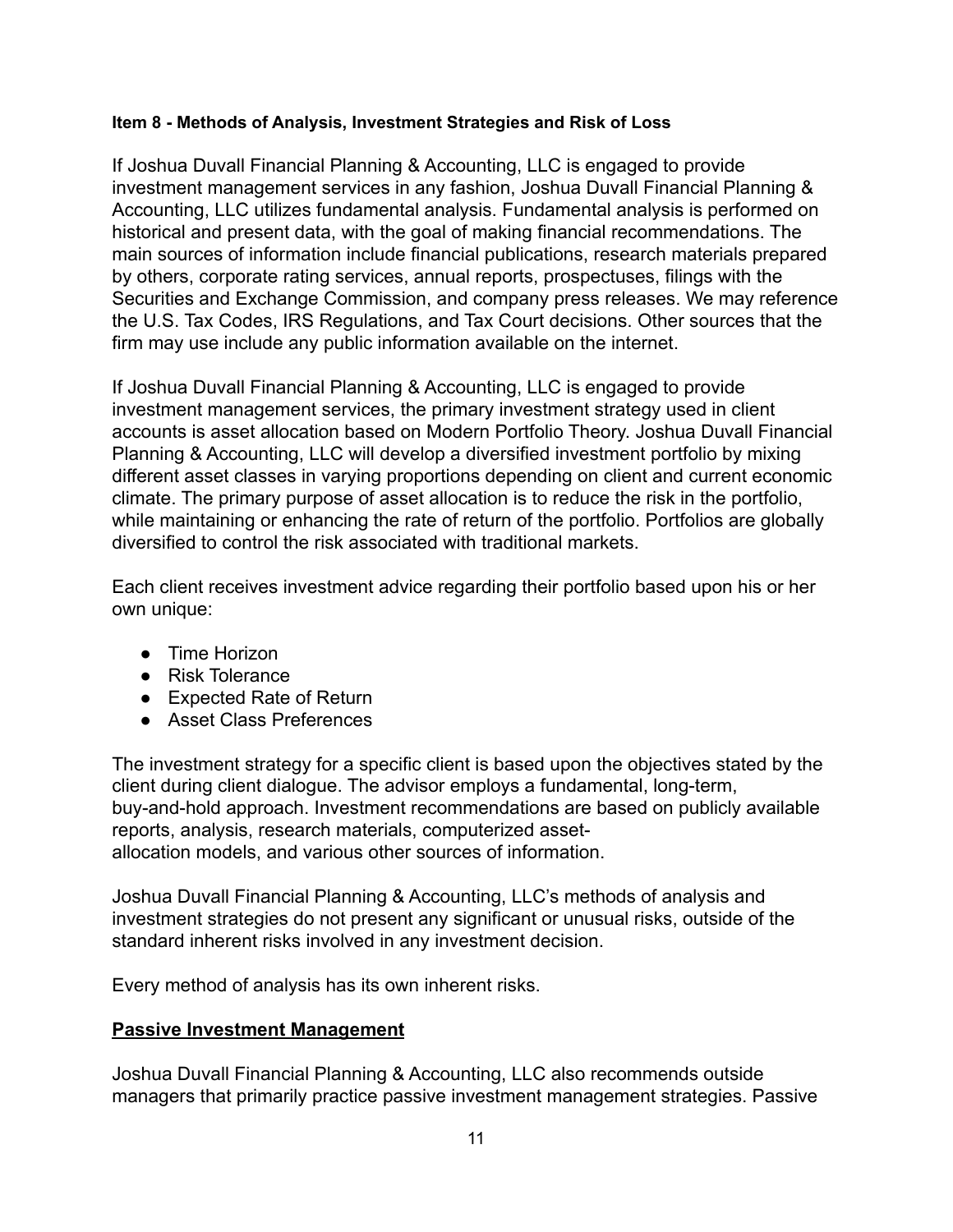**Item 8 - Methods of Analysis, Investment Strategies and Risk of Loss**

If Joshua Duvall Financial Planning & Accounting, LLC is engaged to provide investment management services in any fashion, Joshua Duvall Financial Planning & Accounting, LLC utilizes fundamental analysis. Fundamental analysis is performed on historical and present data, with the goal of making financial recommendations. The main sources of information include financial publications, research materials prepared by others, corporate rating services, annual reports, prospectuses, filings with the Securities and Exchange Commission, and company press releases. We may reference the U.S. Tax Codes, IRS Regulations, and Tax Court decisions. Other sources that the firm may use include any public information available on the internet.

If Joshua Duvall Financial Planning & Accounting, LLC is engaged to provide investment management services, the primary investment strategy used in client accounts is asset allocation based on Modern Portfolio Theory. Joshua Duvall Financial Planning & Accounting, LLC will develop a diversified investment portfolio by mixing different asset classes in varying proportions depending on client and current economic climate. The primary purpose of asset allocation is to reduce the risk in the portfolio, while maintaining or enhancing the rate of return of the portfolio. Portfolios are globally diversified to control the risk associated with traditional markets.

Each client receives investment advice regarding their portfolio based upon his or her own unique:

- Time Horizon
- Risk Tolerance
- Expected Rate of Return
- Asset Class Preferences

The investment strategy for a specific client is based upon the objectives stated by the client during client dialogue. The advisor employs a fundamental, long-term, buy-and-hold approach. Investment recommendations are based on publicly available reports, analysis, research materials, computerized asset-allocation models, and various other sources of information.

Joshua Duvall Financial Planning & Accounting, LLC's methods of analysis and investment strategies do not present any significant or unusual risks, outside of the standard inherent risks involved in any investment decision.

Every method of analysis has its own inherent risks.

**Passive Investment Management**

Joshua Duvall Financial Planning & Accounting, LLC also recommends outside managers that primarily practice passive investment management strategies. Passive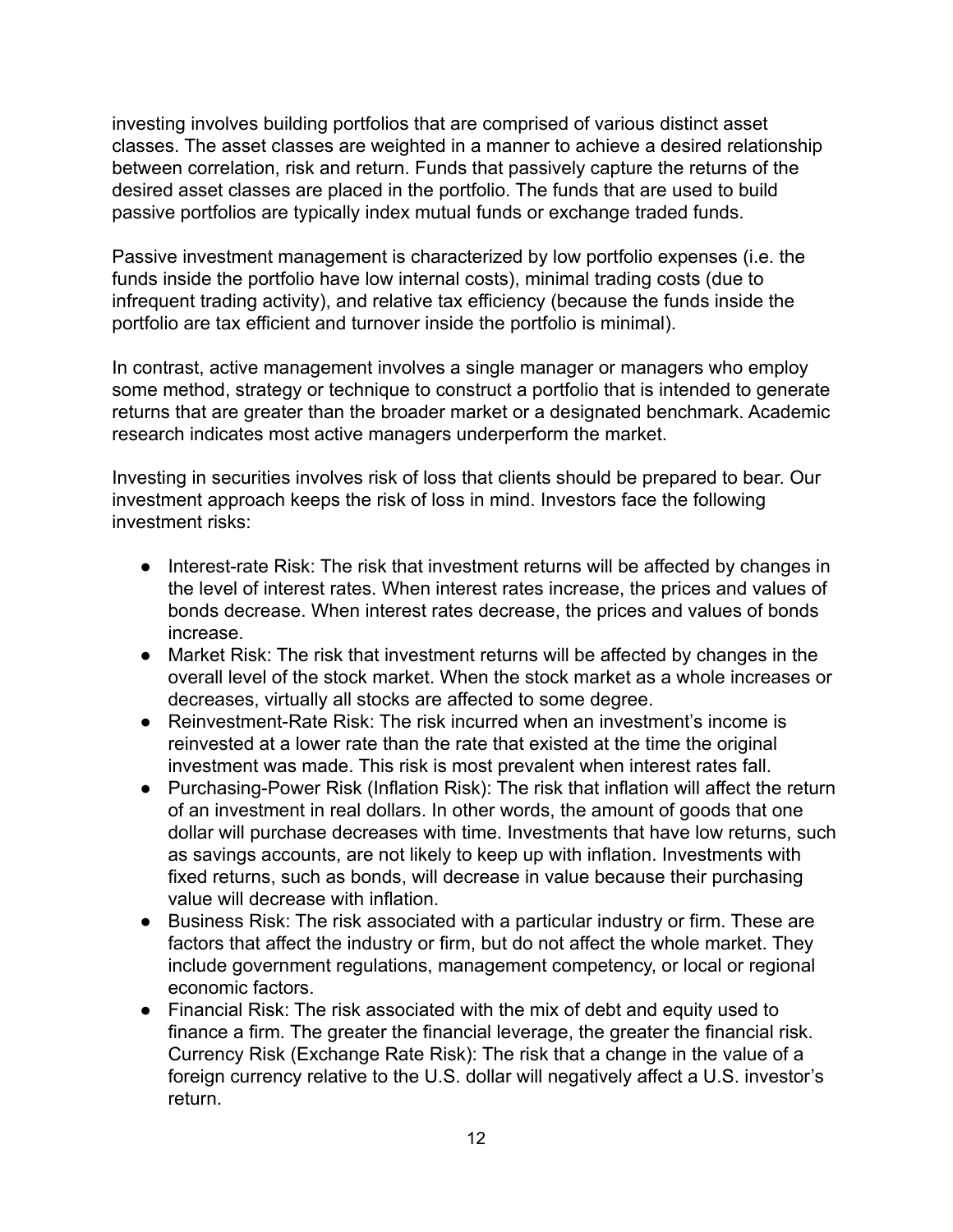investing involves building portfolios that are comprised of various distinct asset classes. The asset classes are weighted in a manner to achieve a desired relationship between correlation, risk and return. Funds that passively capture the returns of the desired asset classes are placed in the portfolio. The funds that are used to build passive portfolios are typically index mutual funds or exchange traded funds.

Passive investment management is characterized by low portfolio expenses (i.e. the funds inside the portfolio have low internal costs), minimal trading costs (due to infrequent trading activity), and relative tax efficiency (because the funds inside the portfolio are tax efficient and turnover inside the portfolio is minimal).

In contrast, active management involves a single manager or managers who employ some method, strategy or technique to construct a portfolio that is intended to generate returns that are greater than the broader market or a designated benchmark. Academic research indicates most active managers underperform the market.

Investing in securities involves risk of loss that clients should be prepared to bear. Our investment approach keeps the risk of loss in mind. Investors face the following investment risks:

- Interest-rate Risk: The risk that investment returns will be affected by changes in the level of interest rates. When interest rates increase, the prices and values of bonds decrease. When interest rates decrease, the prices and values of bonds increase.
- Market Risk: The risk that investment returns will be affected by changes in the overall level of the stock market. When the stock market as a whole increases or decreases, virtually all stocks are affected to some degree.
- Reinvestment-Rate Risk: The risk incurred when an investment's income is reinvested at a lower rate than the rate that existed at the time the original investment was made. This risk is most prevalent when interest rates fall.
- Purchasing-Power Risk (Inflation Risk): The risk that inflation will affect the return of an investment in real dollars. In other words, the amount of goods that one dollar will purchase decreases with time. Investments that have low returns, such as savings accounts, are not likely to keep up with inflation. Investments with fixed returns, such as bonds, will decrease in value because their purchasing value will decrease with inflation.
- Business Risk: The risk associated with a particular industry or firm. These are factors that affect the industry or firm, but do not affect the whole market. They include government regulations, management competency, or local or regional economic factors.
- Financial Risk: The risk associated with the mix of debt and equity used to finance a firm. The greater the financial leverage, the greater the financial risk. Currency Risk (Exchange Rate Risk): The risk that a change in the value of a foreign currency relative to the U.S. dollar will negatively affect a U.S. investor's return.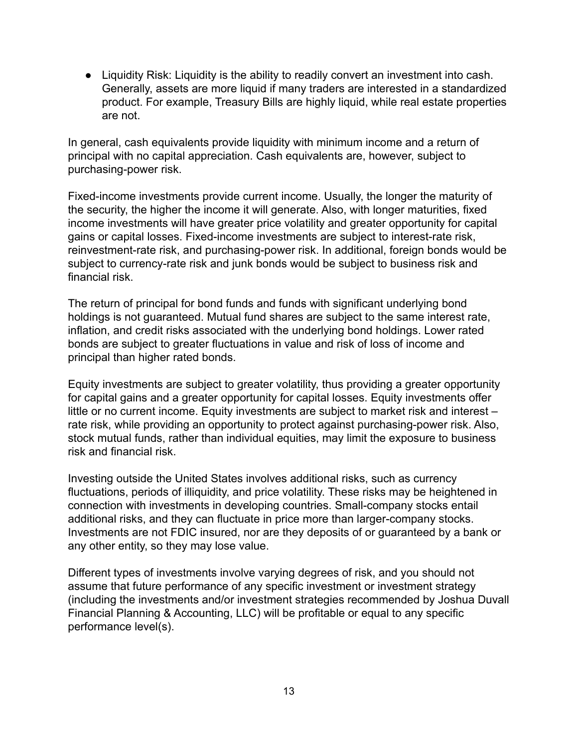- Liquidity Risk: Liquidity is the ability to readily convert an investment into cash. Generally, assets are more liquid if many traders are interested in a standardized product. For example, Treasury Bills are highly liquid, while real estate properties are not.

In general, cash equivalents provide liquidity with minimum income and a return of principal with no capital appreciation. Cash equivalents are, however, subject to purchasing-power risk.

Fixed-income investments provide current income. Usually, the longer the maturity of the security, the higher the income it will generate. Also, with longer maturities, fixed income investments will have greater price volatility and greater opportunity for capital gains or capital losses. Fixed-income investments are subject to interest-rate risk, reinvestment-rate risk, and purchasing-power risk. In additional, foreign bonds would be subject to currency-rate risk and junk bonds would be subject to business risk and financial risk.

The return of principal for bond funds and funds with significant underlying bond holdings is not guaranteed. Mutual fund shares are subject to the same interest rate, inflation, and credit risks associated with the underlying bond holdings. Lower rated bonds are subject to greater fluctuations in value and risk of loss of income and principal than higher rated bonds.

Equity investments are subject to greater volatility, thus providing a greater opportunity for capital gains and a greater opportunity for capital losses. Equity investments offer little or no current income. Equity investments are subject to market risk and interest – rate risk, while providing an opportunity to protect against purchasing-power risk. Also, stock mutual funds, rather than individual equities, may limit the exposure to business risk and financial risk.

Investing outside the United States involves additional risks, such as currency fluctuations, periods of illiquidity, and price volatility. These risks may be heightened in connection with investments in developing countries. Small-company stocks entail additional risks, and they can fluctuate in price more than larger-company stocks. Investments are not FDIC insured, nor are they deposits of or guaranteed by a bank or any other entity, so they may lose value.

Different types of investments involve varying degrees of risk, and you should not assume that future performance of any specific investment or investment strategy (including the investments and/or investment strategies recommended by Joshua Duvall Financial Planning & Accounting, LLC) will be profitable or equal to any specific performance level(s).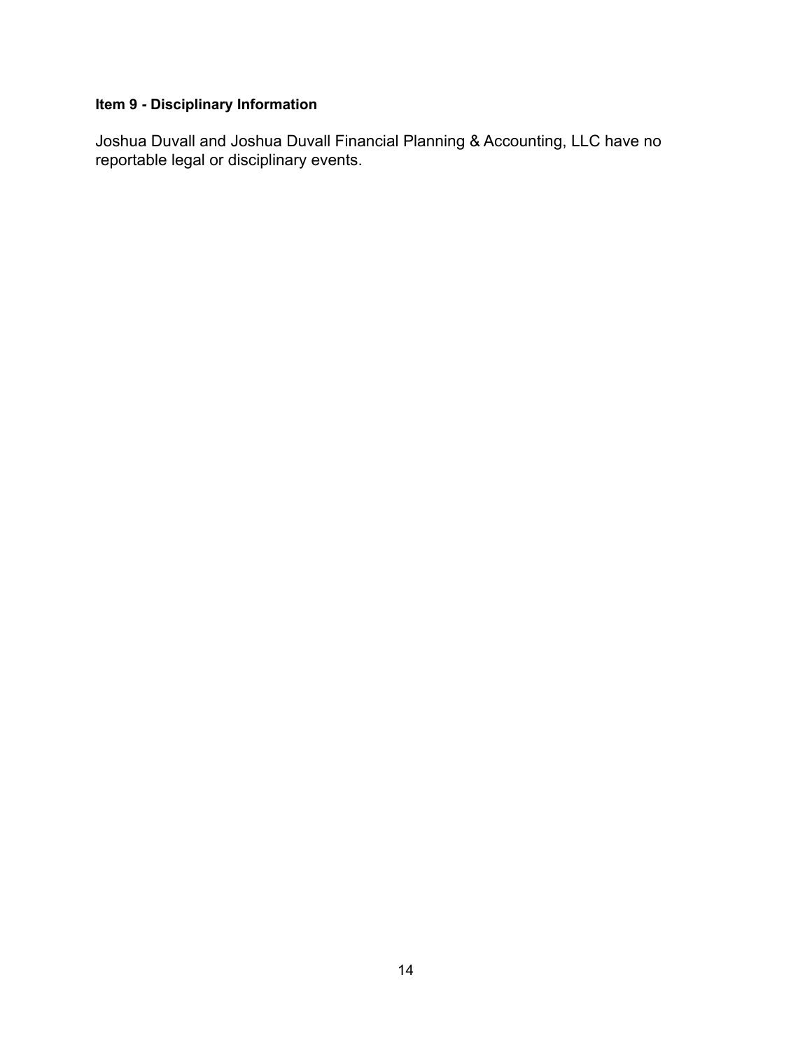**Item 9 - Disciplinary Information**

Joshua Duvall and Joshua Duvall Financial Planning & Accounting, LLC have no reportable legal or disciplinary events.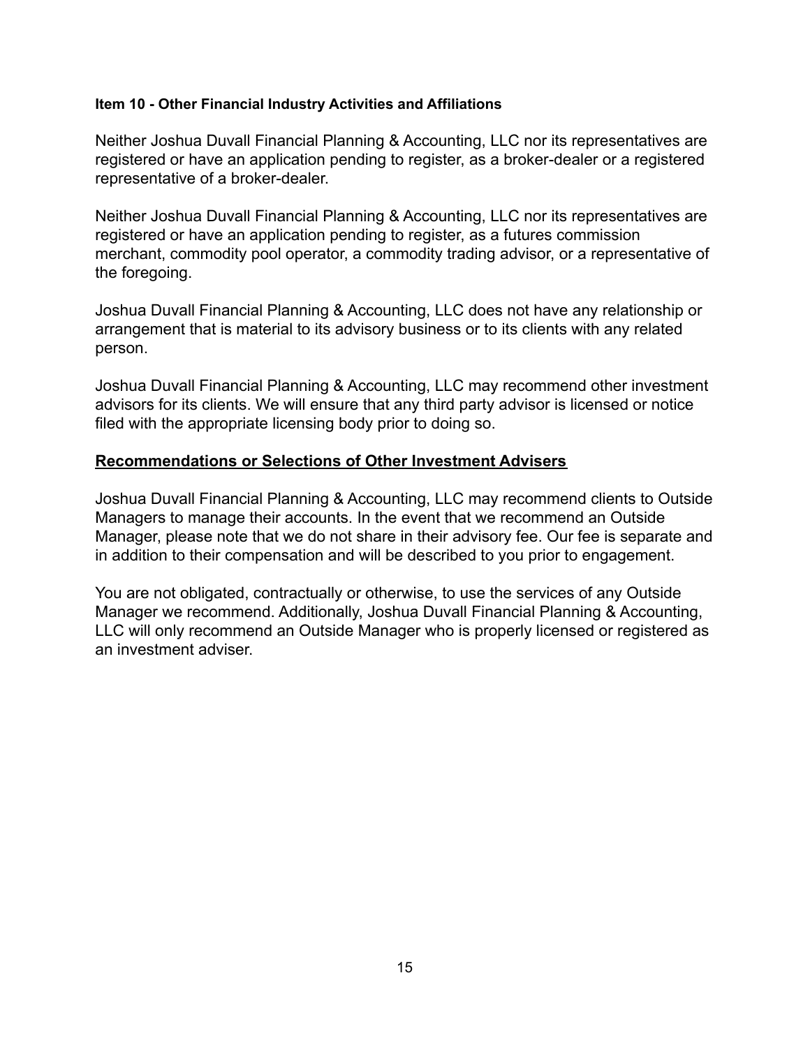## Item 10 - Other Financial Industry Activities and Affiliations

Neither Joshua Duvall Financial Planning & Accounting, LLC nor its representatives are registered or have an application pending to register, as a broker-dealer or a registered representative of a broker-dealer.

Neither Joshua Duvall Financial Planning & Accounting, LLC nor its representatives are registered or have an application pending to register, as a futures commission merchant, commodity pool operator, a commodity trading advisor, or a representative of the foregoing.

Joshua Duvall Financial Planning & Accounting, LLC does not have any relationship or arrangement that is material to its advisory business or to its clients with any related person.

Joshua Duvall Financial Planning & Accounting, LLC may recommend other investment advisors for its clients. We will ensure that any third party advisor is licensed or notice filed with the appropriate licensing body prior to doing so.

### Recommendations or Selections of Other Investment Advisers

Joshua Duvall Financial Planning & Accounting, LLC may recommend clients to Outside Managers to manage their accounts. In the event that we recommend an Outside Manager, please note that we do not share in their advisory fee. Our fee is separate and in addition to their compensation and will be described to you prior to engagement.

You are not obligated, contractually or otherwise, to use the services of any Outside Manager we recommend. Additionally, Joshua Duvall Financial Planning & Accounting, LLC will only recommend an Outside Manager who is properly licensed or registered as an investment adviser.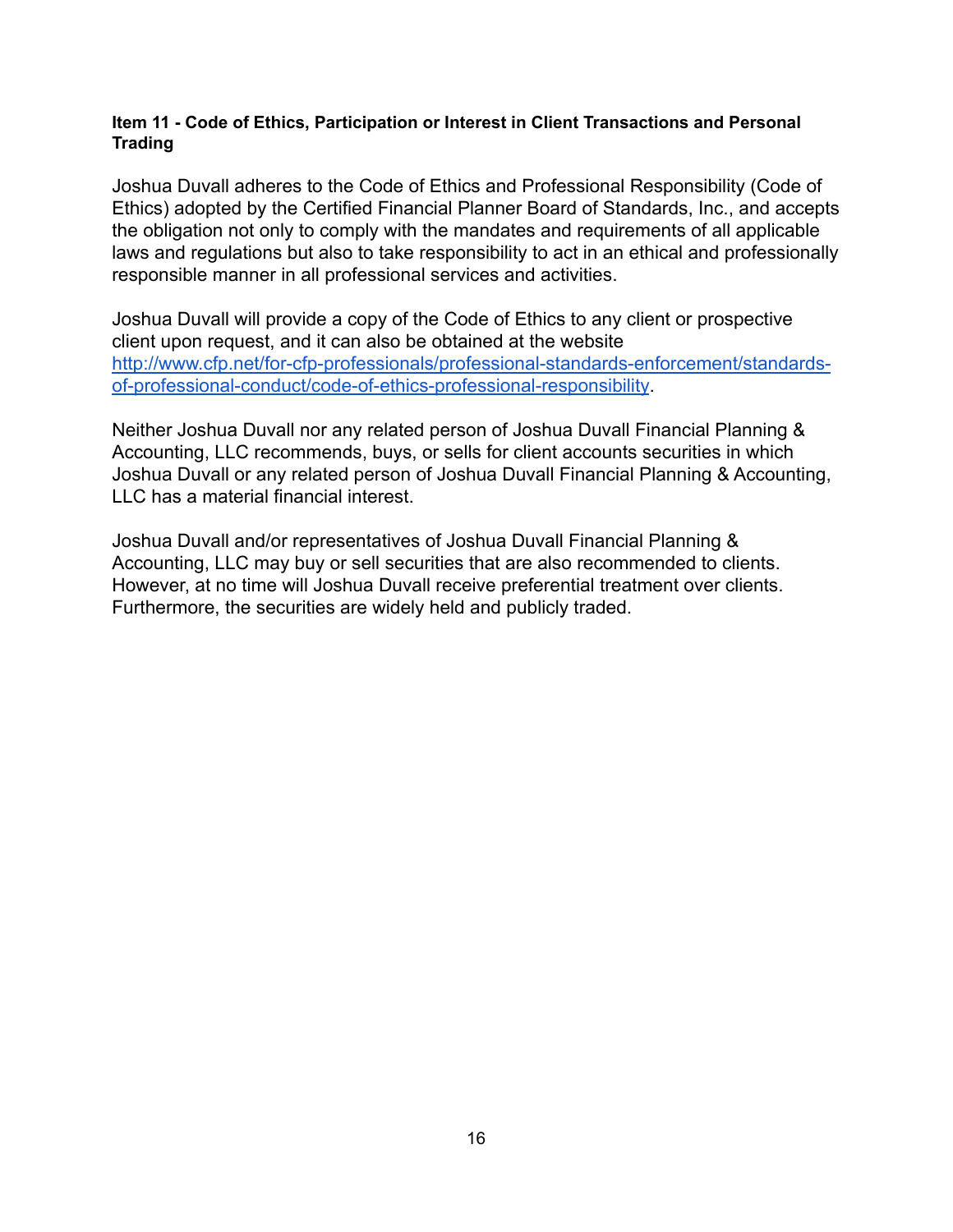**Item 11 - Code of Ethics, Participation or Interest in Client Transactions and Personal Trading**

Joshua Duvall adheres to the Code of Ethics and Professional Responsibility (Code of Ethics) adopted by the Certified Financial Planner Board of Standards, Inc., and accepts the obligation not only to comply with the mandates and requirements of all applicable laws and regulations but also to take responsibility to act in an ethical and professionally responsible manner in all professional services and activities.

Joshua Duvall will provide a copy of the Code of Ethics to any client or prospective client upon request, and it can also be obtained at the website [http://www.cfp.net/for-cfp-professionals/professional-standards-enforcement/standards-of-professional-conduct/code-of-ethics-professional-responsibility](http://www.cfp.net/for-cfp-professionals/professional-standards-enforcement/standards-of-professional-conduct/code-of-ethics-professional-responsibility).

Neither Joshua Duvall nor any related person of Joshua Duvall Financial Planning & Accounting, LLC recommends, buys, or sells for client accounts securities in which Joshua Duvall or any related person of Joshua Duvall Financial Planning & Accounting, LLC has a material financial interest.

Joshua Duvall and/or representatives of Joshua Duvall Financial Planning & Accounting, LLC may buy or sell securities that are also recommended to clients. However, at no time will Joshua Duvall receive preferential treatment over clients. Furthermore, the securities are widely held and publicly traded.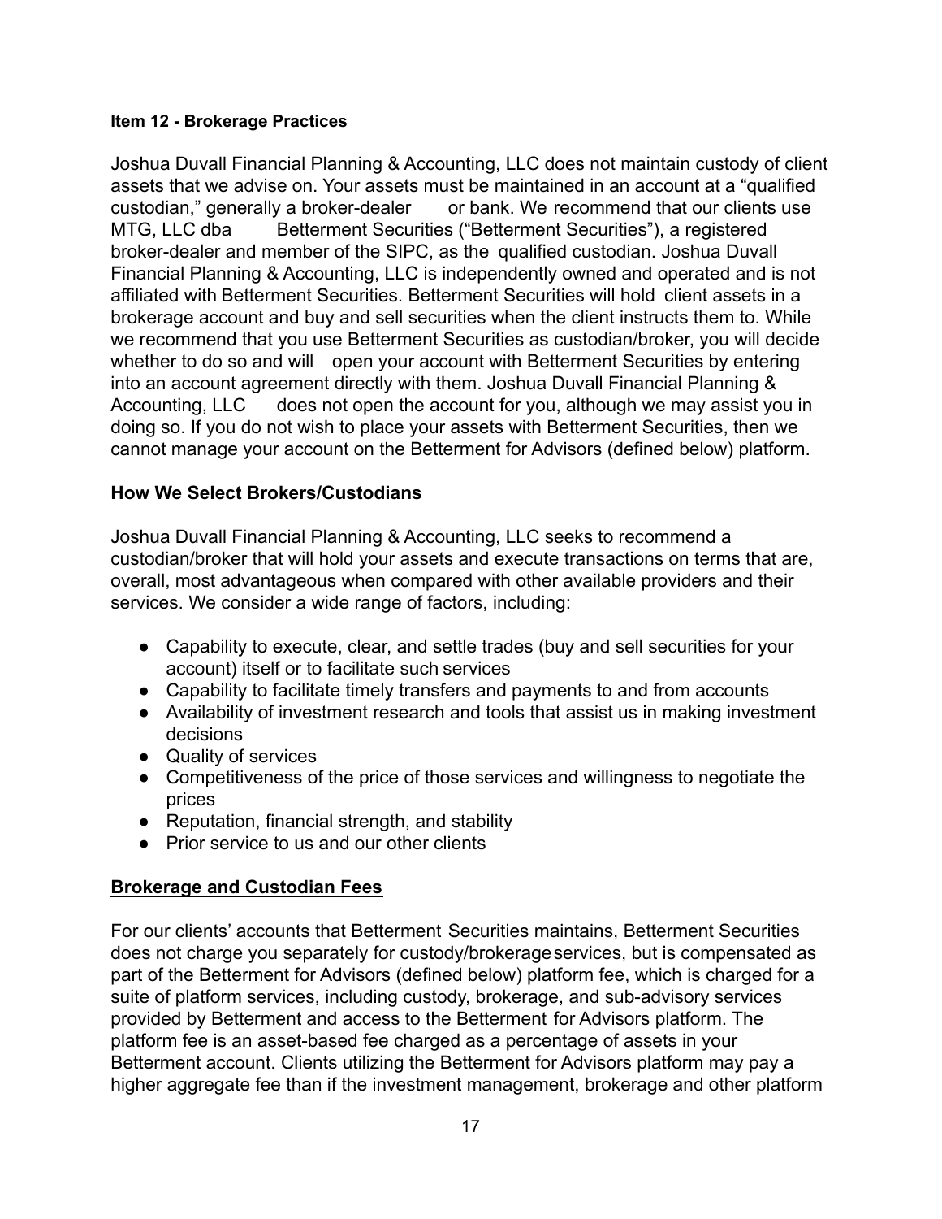**Item 12 - Brokerage Practices**

Joshua Duvall Financial Planning & Accounting, LLC does not maintain custody of client assets that we advise on. Your assets must be maintained in an account at a "qualified custodian," generally a broker-dealer or bank. We recommend that our clients use MTG, LLC dba Betterment Securities ("Betterment Securities"), a registered broker-dealer and member of the SIPC, as the qualified custodian. Joshua Duvall Financial Planning & Accounting, LLC is independently owned and operated and is not affiliated with Betterment Securities. Betterment Securities will hold client assets in a brokerage account and buy and sell securities when the client instructs them to. While we recommend that you use Betterment Securities as custodian/broker, you will decide whether to do so and will open your account with Betterment Securities by entering into an account agreement directly with them. Joshua Duvall Financial Planning & Accounting, LLC does not open the account for you, although we may assist you in doing so. If you do not wish to place your assets with Betterment Securities, then we cannot manage your account on the Betterment for Advisors (defined below) platform.

**How We Select Brokers/Custodians**

Joshua Duvall Financial Planning & Accounting, LLC seeks to recommend a custodian/broker that will hold your assets and execute transactions on terms that are, overall, most advantageous when compared with other available providers and their services. We consider a wide range of factors, including:

- Capability to execute, clear, and settle trades (buy and sell securities for your account) itself or to facilitate such services
- Capability to facilitate timely transfers and payments to and from accounts
- Availability of investment research and tools that assist us in making investment decisions
- Quality of services
- Competitiveness of the price of those services and willingness to negotiate the prices
- Reputation, financial strength, and stability
- Prior service to us and our other clients

**Brokerage and Custodian Fees**

For our clients' accounts that Betterment Securities maintains, Betterment Securities does not charge you separately for custody/brokerage services, but is compensated as part of the Betterment for Advisors (defined below) platform fee, which is charged for a suite of platform services, including custody, brokerage, and sub-advisory services provided by Betterment and access to the Betterment for Advisors platform. The platform fee is an asset-based fee charged as a percentage of assets in your Betterment account. Clients utilizing the Betterment for Advisors platform may pay a higher aggregate fee than if the investment management, brokerage and other platform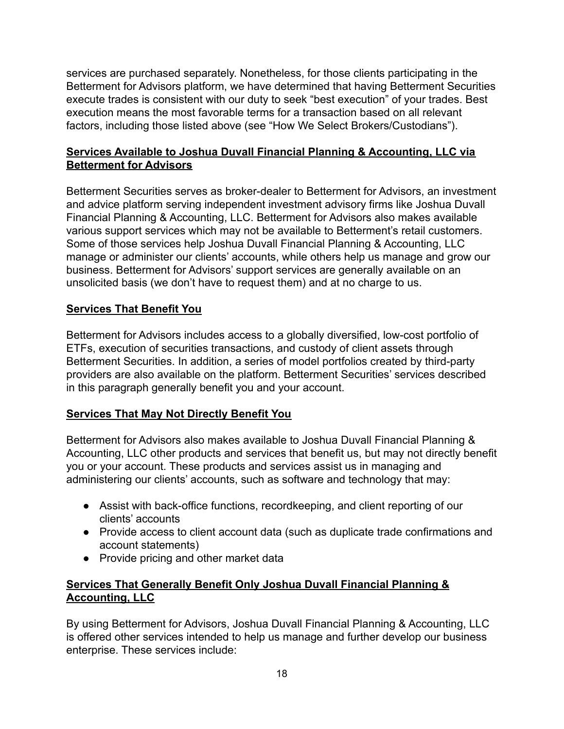services are purchased separately. Nonetheless, for those clients participating in the Betterment for Advisors platform, we have determined that having Betterment Securities execute trades is consistent with our duty to seek "best execution" of your trades. Best execution means the most favorable terms for a transaction based on all relevant factors, including those listed above (see "How We Select Brokers/Custodians").

**Services Available to Joshua Duvall Financial Planning & Accounting, LLC via Betterment for Advisors**

Betterment Securities serves as broker-dealer to Betterment for Advisors, an investment and advice platform serving independent investment advisory firms like Joshua Duvall Financial Planning & Accounting, LLC. Betterment for Advisors also makes available various support services which may not be available to Betterment's retail customers. Some of those services help Joshua Duvall Financial Planning & Accounting, LLC manage or administer our clients' accounts, while others help us manage and grow our business. Betterment for Advisors' support services are generally available on an unsolicited basis (we don't have to request them) and at no charge to us.

**Services That Benefit You**

Betterment for Advisors includes access to a globally diversified, low-cost portfolio of ETFs, execution of securities transactions, and custody of client assets through Betterment Securities. In addition, a series of model portfolios created by third-party providers are also available on the platform. Betterment Securities' services described in this paragraph generally benefit you and your account.

**Services That May Not Directly Benefit You**

Betterment for Advisors also makes available to Joshua Duvall Financial Planning & Accounting, LLC other products and services that benefit us, but may not directly benefit you or your account. These products and services assist us in managing and administering our clients' accounts, such as software and technology that may:

- Assist with back-office functions, recordkeeping, and client reporting of our clients' accounts
- Provide access to client account data (such as duplicate trade confirmations and account statements)
- Provide pricing and other market data

**Services That Generally Benefit Only Joshua Duvall Financial Planning & Accounting, LLC**

By using Betterment for Advisors, Joshua Duvall Financial Planning & Accounting, LLC is offered other services intended to help us manage and further develop our business enterprise. These services include: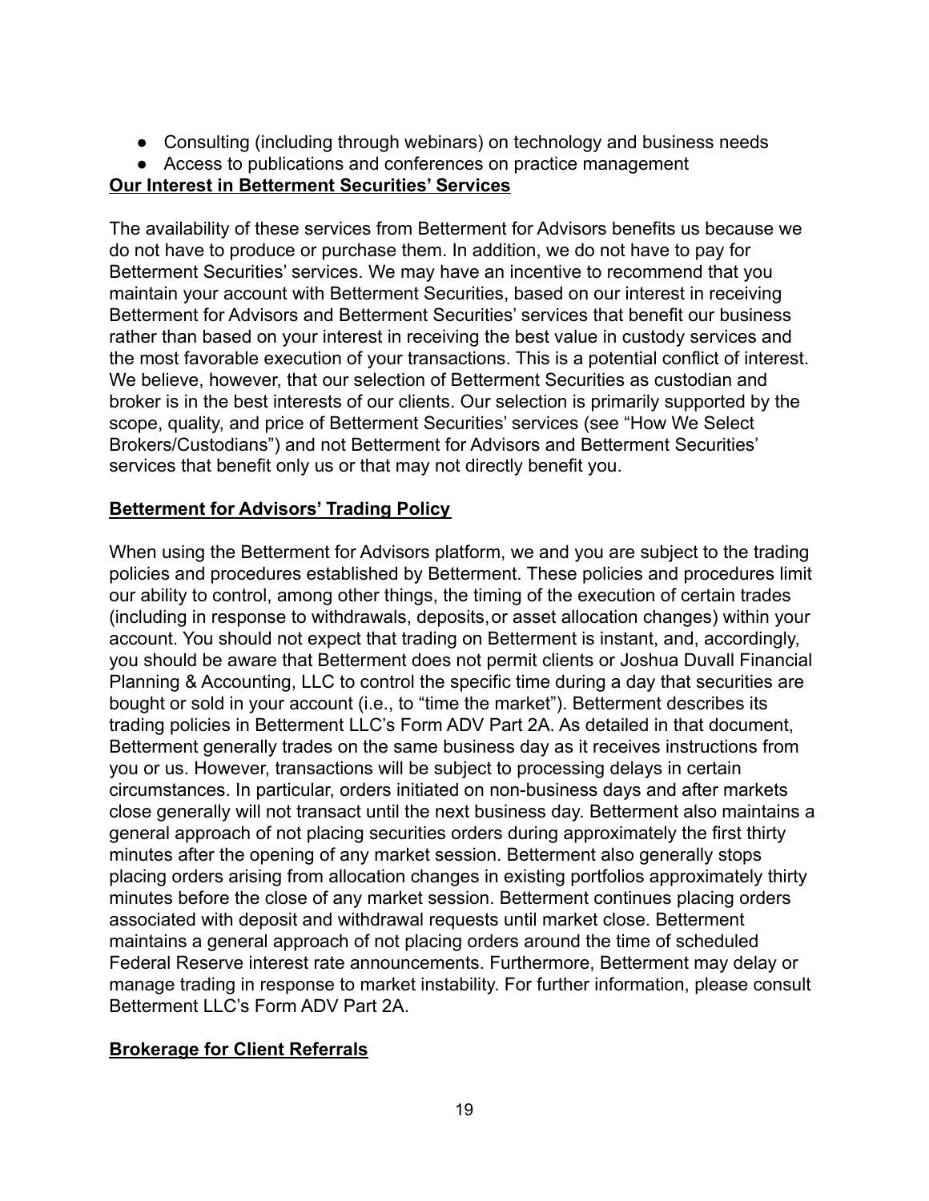- Consulting (including through webinars) on technology and business needs
- Access to publications and conferences on practice management

**Our Interest in Betterment Securities' Services**

The availability of these services from Betterment for Advisors benefits us because we do not have to produce or purchase them. In addition, we do not have to pay for Betterment Securities' services. We may have an incentive to recommend that you maintain your account with Betterment Securities, based on our interest in receiving Betterment for Advisors and Betterment Securities' services that benefit our business rather than based on your interest in receiving the best value in custody services and the most favorable execution of your transactions. This is a potential conflict of interest. We believe, however, that our selection of Betterment Securities as custodian and broker is in the best interests of our clients. Our selection is primarily supported by the scope, quality, and price of Betterment Securities' services (see "How We Select Brokers/Custodians") and not Betterment for Advisors and Betterment Securities' services that benefit only us or that may not directly benefit you.

**Betterment for Advisors' Trading Policy**

When using the Betterment for Advisors platform, we and you are subject to the trading policies and procedures established by Betterment. These policies and procedures limit our ability to control, among other things, the timing of the execution of certain trades (including in response to withdrawals, deposits, or asset allocation changes) within your account. You should not expect that trading on Betterment is instant, and, accordingly, you should be aware that Betterment does not permit clients or Joshua Duvall Financial Planning & Accounting, LLC to control the specific time during a day that securities are bought or sold in your account (i.e., to "time the market"). Betterment describes its trading policies in Betterment LLC's Form ADV Part 2A. As detailed in that document, Betterment generally trades on the same business day as it receives instructions from you or us. However, transactions will be subject to processing delays in certain circumstances. In particular, orders initiated on non-business days and after markets close generally will not transact until the next business day. Betterment also maintains a general approach of not placing securities orders during approximately the first thirty minutes after the opening of any market session. Betterment also generally stops placing orders arising from allocation changes in existing portfolios approximately thirty minutes before the close of any market session. Betterment continues placing orders associated with deposit and withdrawal requests until market close. Betterment maintains a general approach of not placing orders around the time of scheduled Federal Reserve interest rate announcements. Furthermore, Betterment may delay or manage trading in response to market instability. For further information, please consult Betterment LLC's Form ADV Part 2A.

**Brokerage for Client Referrals**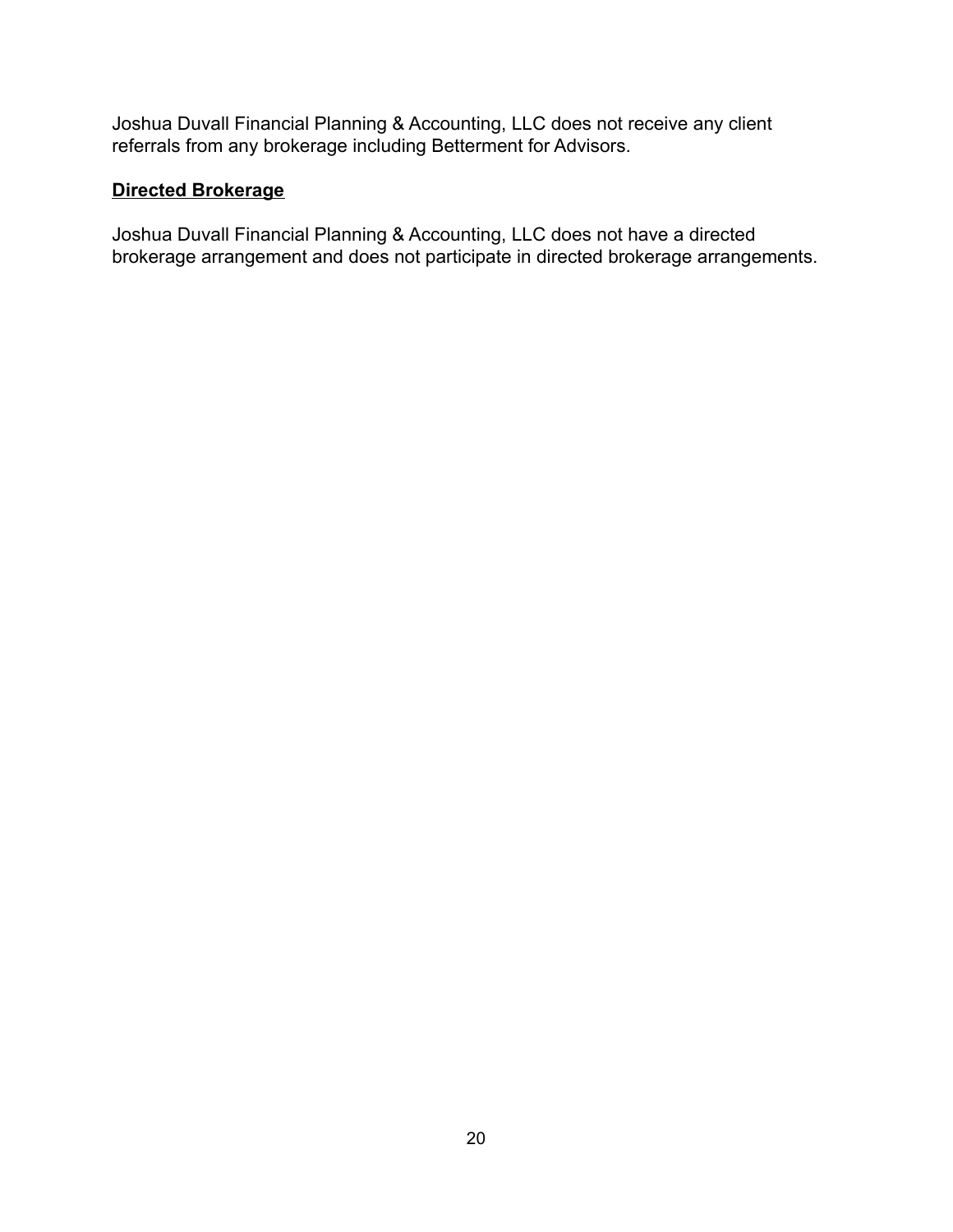Joshua Duvall Financial Planning & Accounting, LLC does not receive any client referrals from any brokerage including Betterment for Advisors.

**Directed Brokerage**

Joshua Duvall Financial Planning & Accounting, LLC does not have a directed brokerage arrangement and does not participate in directed brokerage arrangements.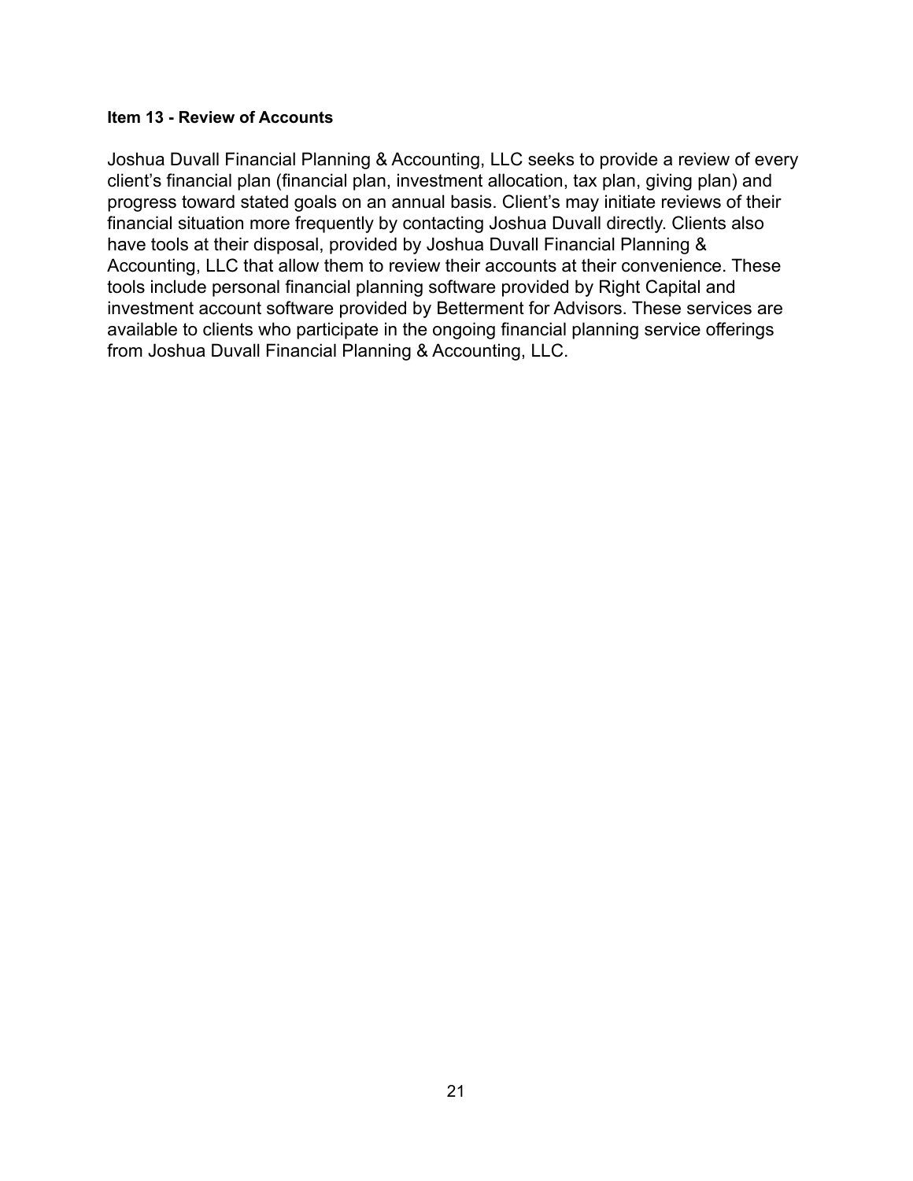**Item 13 - Review of Accounts**

Joshua Duvall Financial Planning & Accounting, LLC seeks to provide a review of every client's financial plan (financial plan, investment allocation, tax plan, giving plan) and progress toward stated goals on an annual basis. Client's may initiate reviews of their financial situation more frequently by contacting Joshua Duvall directly. Clients also have tools at their disposal, provided by Joshua Duvall Financial Planning & Accounting, LLC that allow them to review their accounts at their convenience. These tools include personal financial planning software provided by Right Capital and investment account software provided by Betterment for Advisors. These services are available to clients who participate in the ongoing financial planning service offerings from Joshua Duvall Financial Planning & Accounting, LLC.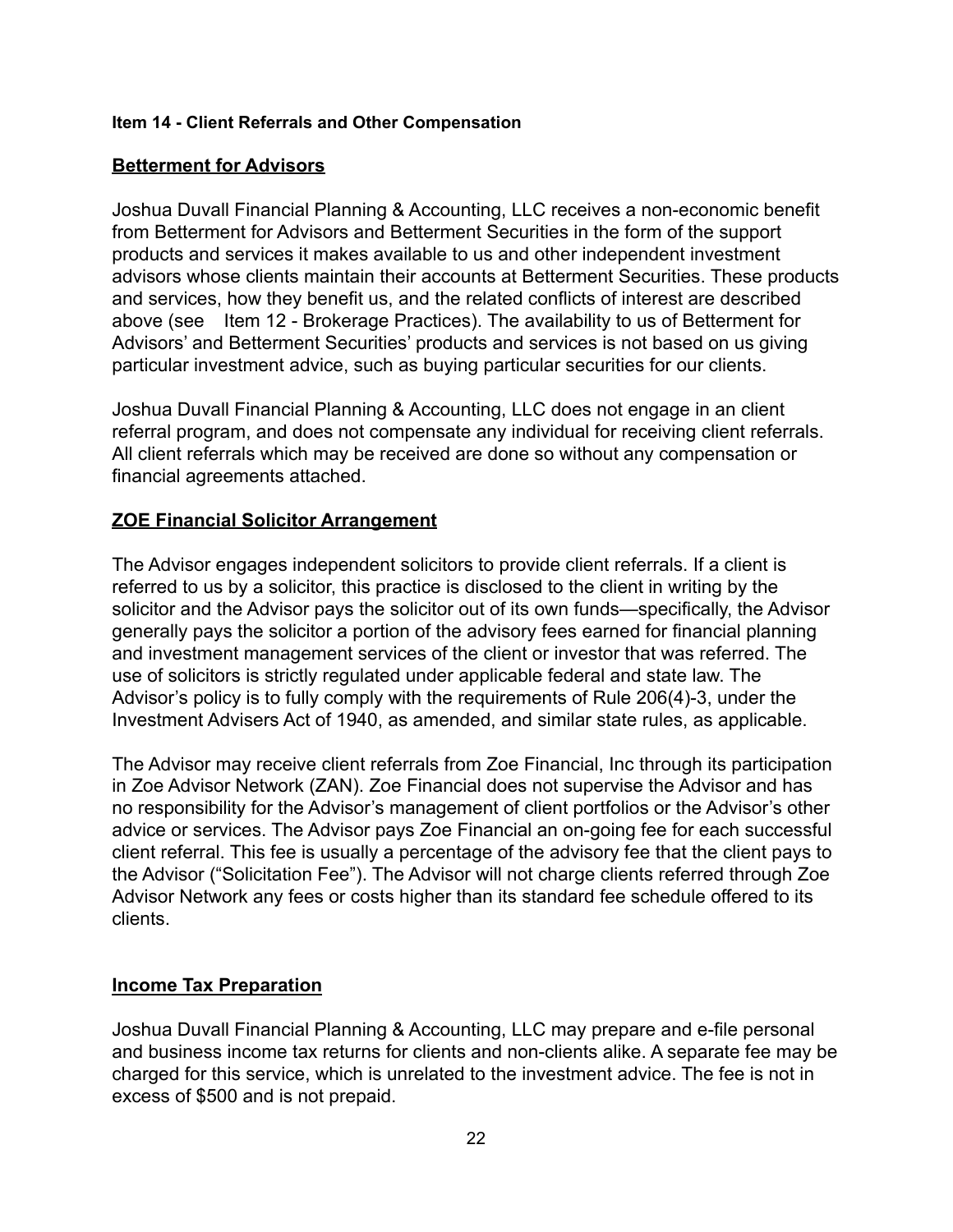**Item 14 - Client Referrals and Other Compensation**

**Betterment for Advisors**

Joshua Duvall Financial Planning & Accounting, LLC receives a non-economic benefit from Betterment for Advisors and Betterment Securities in the form of the support products and services it makes available to us and other independent investment advisors whose clients maintain their accounts at Betterment Securities. These products and services, how they benefit us, and the related conflicts of interest are described above (see Item 12 - Brokerage Practices). The availability to us of Betterment for Advisors' and Betterment Securities' products and services is not based on us giving particular investment advice, such as buying particular securities for our clients.

Joshua Duvall Financial Planning & Accounting, LLC does not engage in an client referral program, and does not compensate any individual for receiving client referrals. All client referrals which may be received are done so without any compensation or financial agreements attached.

**ZOE Financial Solicitor Arrangement**

The Advisor engages independent solicitors to provide client referrals. If a client is referred to us by a solicitor, this practice is disclosed to the client in writing by the solicitor and the Advisor pays the solicitor out of its own funds—specifically, the Advisor generally pays the solicitor a portion of the advisory fees earned for financial planning and investment management services of the client or investor that was referred. The use of solicitors is strictly regulated under applicable federal and state law. The Advisor's policy is to fully comply with the requirements of Rule 206(4)-3, under the Investment Advisers Act of 1940, as amended, and similar state rules, as applicable.

The Advisor may receive client referrals from Zoe Financial, Inc through its participation in Zoe Advisor Network (ZAN). Zoe Financial does not supervise the Advisor and has no responsibility for the Advisor's management of client portfolios or the Advisor's other advice or services. The Advisor pays Zoe Financial an on-going fee for each successful client referral. This fee is usually a percentage of the advisory fee that the client pays to the Advisor ("Solicitation Fee"). The Advisor will not charge clients referred through Zoe Advisor Network any fees or costs higher than its standard fee schedule offered to its clients.

**Income Tax Preparation**

Joshua Duvall Financial Planning & Accounting, LLC may prepare and e-file personal and business income tax returns for clients and non-clients alike. A separate fee may be charged for this service, which is unrelated to the investment advice. The fee is not in excess of $500 and is not prepaid.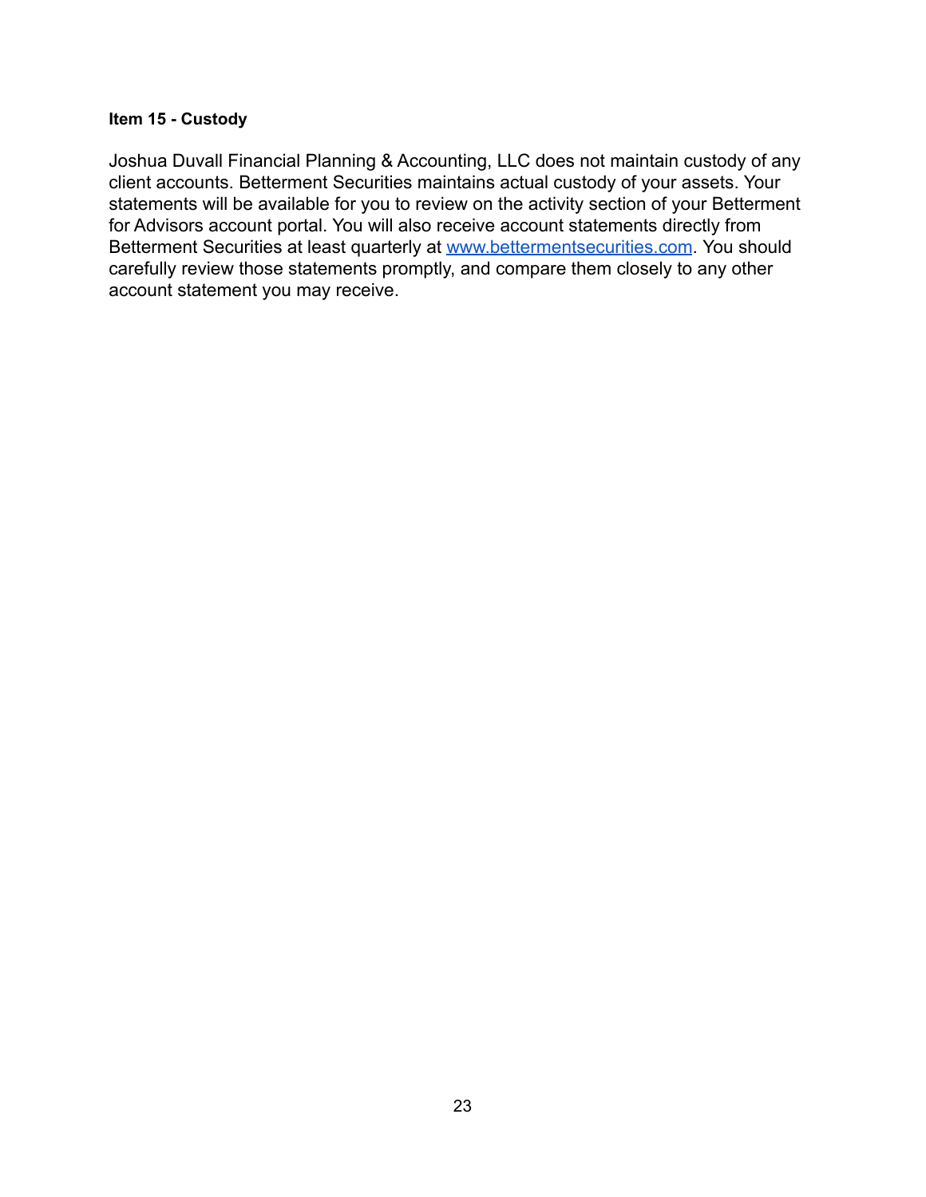**Item 15 - Custody**

Joshua Duvall Financial Planning & Accounting, LLC does not maintain custody of any client accounts. Betterment Securities maintains actual custody of your assets. Your statements will be available for you to review on the activity section of your Betterment for Advisors account portal. You will also receive account statements directly from Betterment Securities at least quarterly at www.bettermentsecurities.com. You should carefully review those statements promptly, and compare them closely to any other account statement you may receive.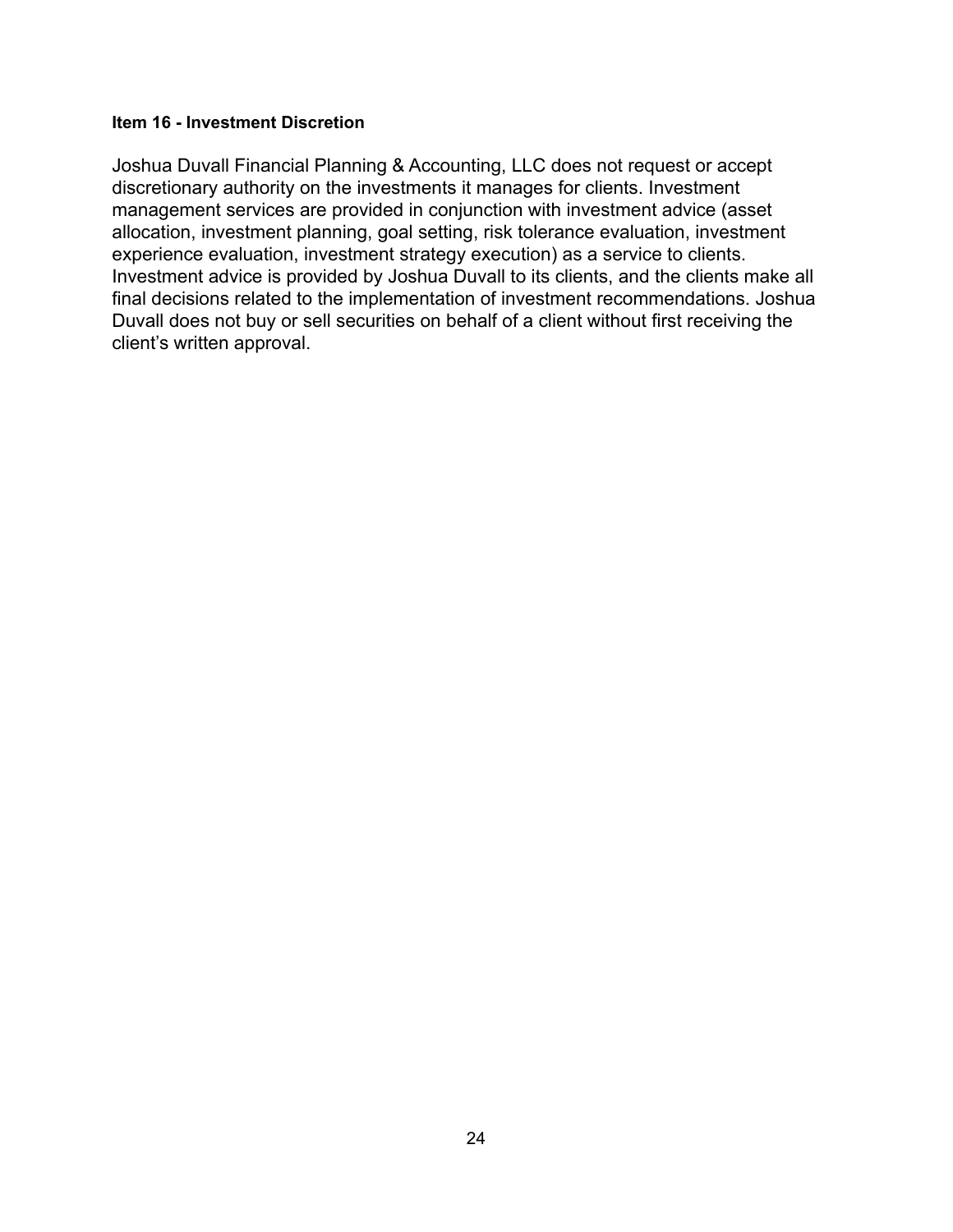**Item 16 - Investment Discretion**

Joshua Duvall Financial Planning & Accounting, LLC does not request or accept discretionary authority on the investments it manages for clients. Investment management services are provided in conjunction with investment advice (asset allocation, investment planning, goal setting, risk tolerance evaluation, investment experience evaluation, investment strategy execution) as a service to clients. Investment advice is provided by Joshua Duvall to its clients, and the clients make all final decisions related to the implementation of investment recommendations. Joshua Duvall does not buy or sell securities on behalf of a client without first receiving the client's written approval.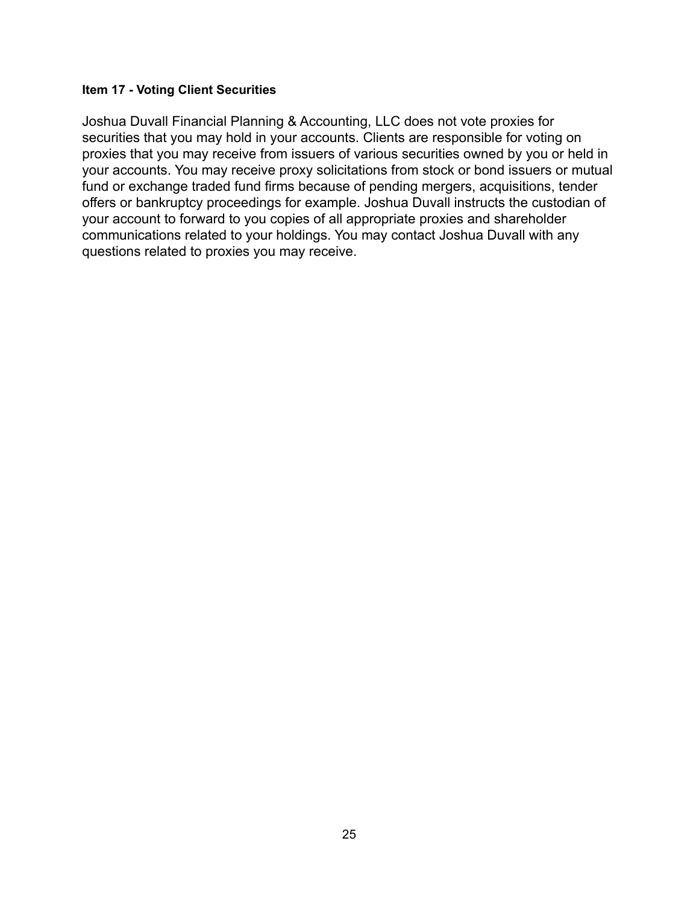**Item 17 - Voting Client Securities**

Joshua Duvall Financial Planning & Accounting, LLC does not vote proxies for securities that you may hold in your accounts. Clients are responsible for voting on proxies that you may receive from issuers of various securities owned by you or held in your accounts. You may receive proxy solicitations from stock or bond issuers or mutual fund or exchange traded fund firms because of pending mergers, acquisitions, tender offers or bankruptcy proceedings for example. Joshua Duvall instructs the custodian of your account to forward to you copies of all appropriate proxies and shareholder communications related to your holdings. You may contact Joshua Duvall with any questions related to proxies you may receive.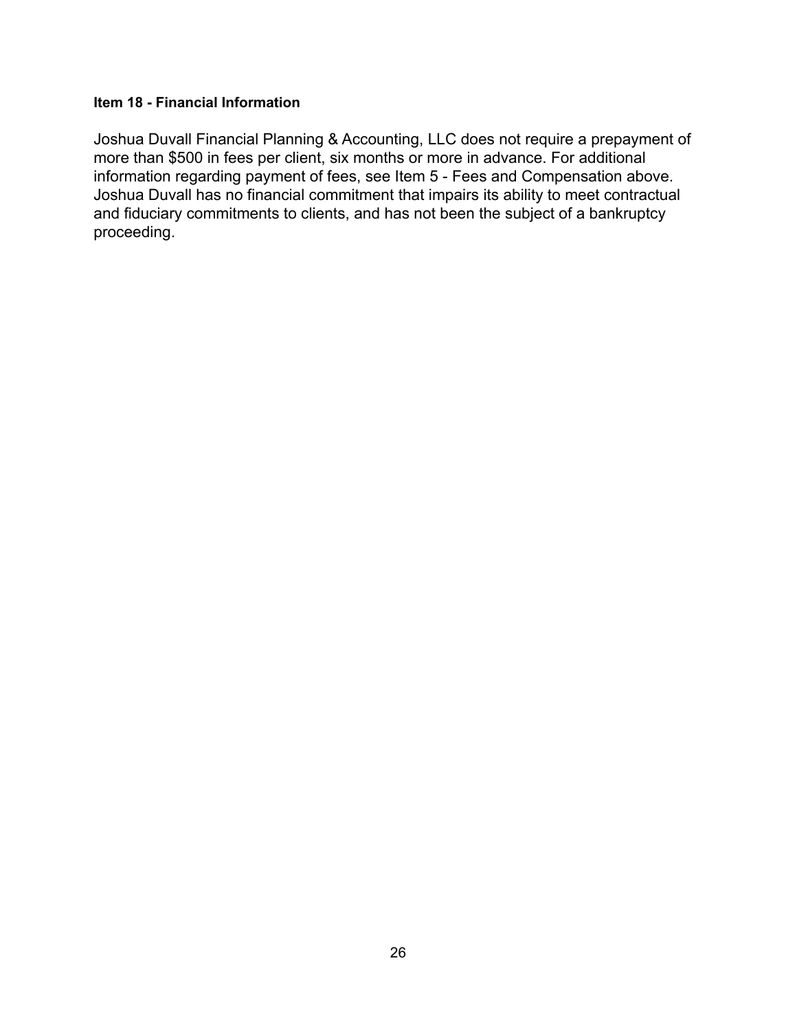**Item 18 - Financial Information**

Joshua Duvall Financial Planning & Accounting, LLC does not require a prepayment of more than $500 in fees per client, six months or more in advance. For additional information regarding payment of fees, see Item 5 - Fees and Compensation above. Joshua Duvall has no financial commitment that impairs its ability to meet contractual and fiduciary commitments to clients, and has not been the subject of a bankruptcy proceeding.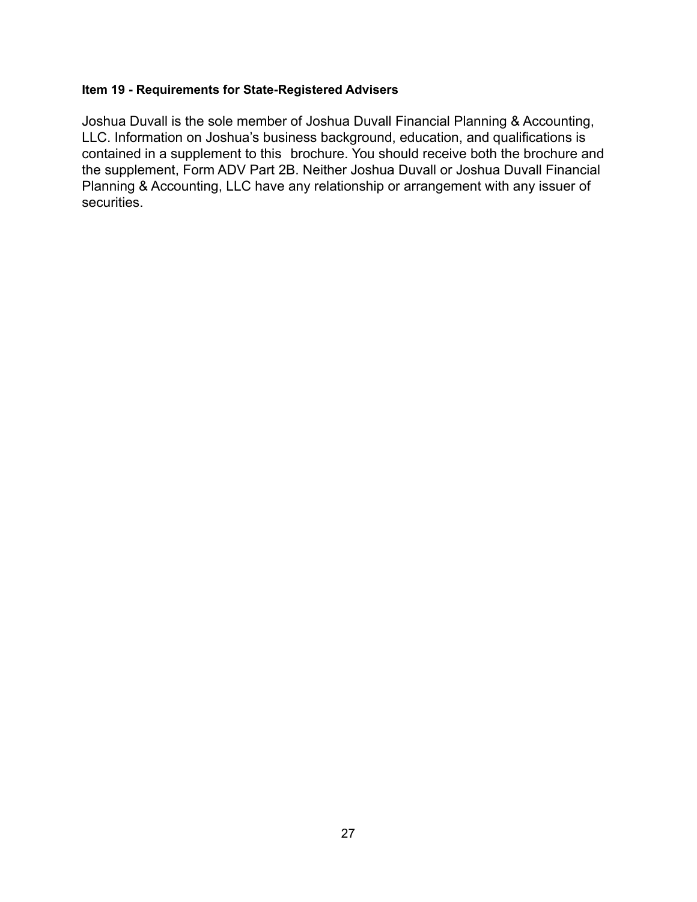**Item 19 - Requirements for State-Registered Advisers**

Joshua Duvall is the sole member of Joshua Duvall Financial Planning & Accounting, LLC. Information on Joshua's business background, education, and qualifications is contained in a supplement to this brochure. You should receive both the brochure and the supplement, Form ADV Part 2B. Neither Joshua Duvall or Joshua Duvall Financial Planning & Accounting, LLC have any relationship or arrangement with any issuer of securities.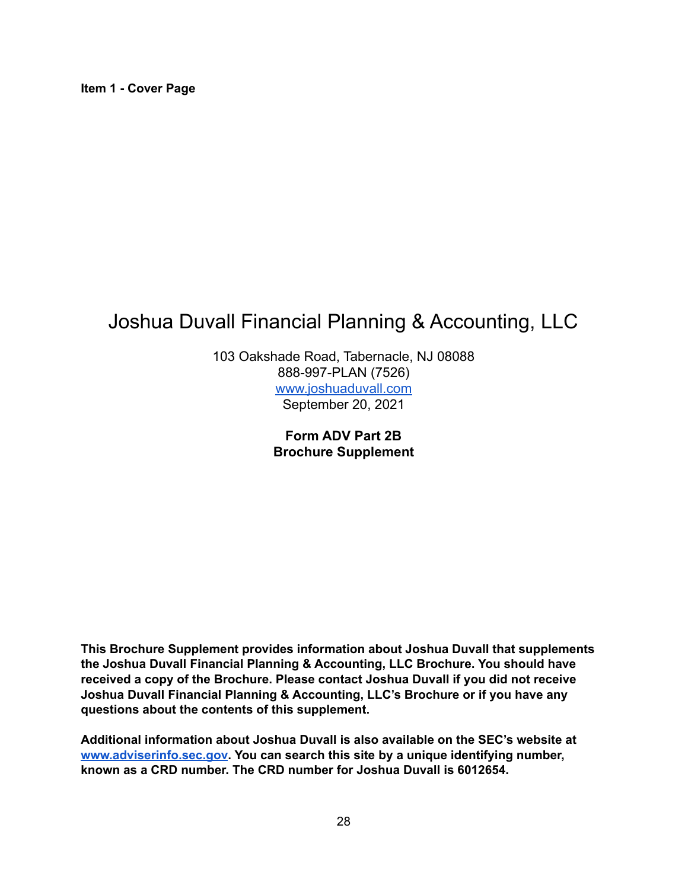**Item 1 - Cover Page**

# Joshua Duvall Financial Planning & Accounting, LLC

103 Oakshade Road, Tabernacle, NJ 08088
888-997-PLAN (7526)
www.joshuaduvall.com
September 20, 2021

**Form ADV Part 2B**
**Brochure Supplement**

**This Brochure Supplement provides information about Joshua Duvall that supplements the Joshua Duvall Financial Planning & Accounting, LLC Brochure. You should have received a copy of the Brochure. Please contact Joshua Duvall if you did not receive Joshua Duvall Financial Planning & Accounting, LLC's Brochure or if you have any questions about the contents of this supplement.**

**Additional information about Joshua Duvall is also available on the SEC's website at www.adviserinfo.sec.gov. You can search this site by a unique identifying number, known as a CRD number. The CRD number for Joshua Duvall is 6012654.**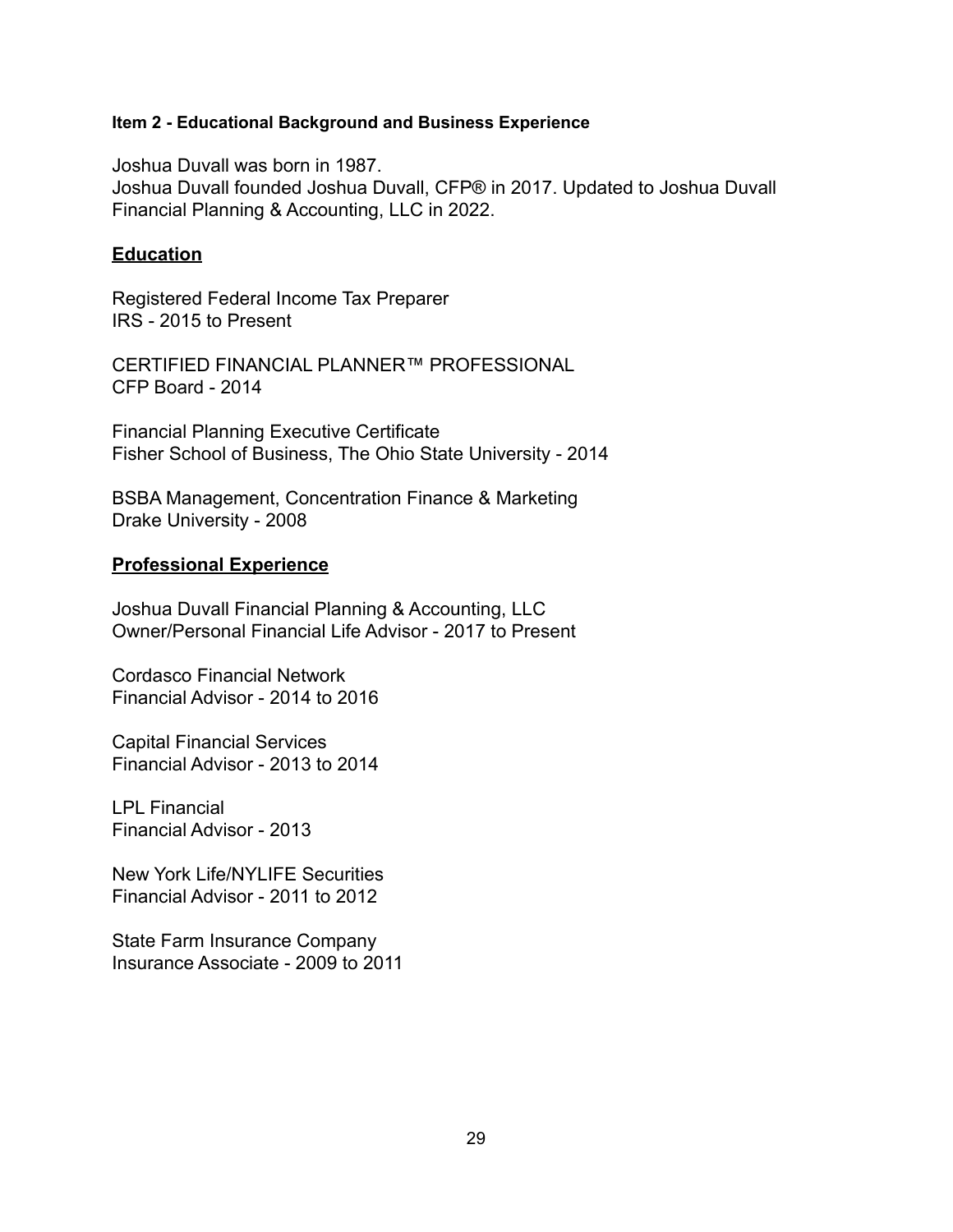**Item 2 - Educational Background and Business Experience**

Joshua Duvall was born in 1987.
Joshua Duvall founded Joshua Duvall, CFP® in 2017. Updated to Joshua Duvall Financial Planning & Accounting, LLC in 2022.

## Education

Registered Federal Income Tax Preparer
IRS - 2015 to Present

CERTIFIED FINANCIAL PLANNER™ PROFESSIONAL
CFP Board - 2014

Financial Planning Executive Certificate
Fisher School of Business, The Ohio State University - 2014

BSBA Management, Concentration Finance & Marketing
Drake University - 2008

## Professional Experience

Joshua Duvall Financial Planning & Accounting, LLC
Owner/Personal Financial Life Advisor - 2017 to Present

Cordasco Financial Network
Financial Advisor - 2014 to 2016

Capital Financial Services
Financial Advisor - 2013 to 2014

LPL Financial
Financial Advisor - 2013

New York Life/NYLIFE Securities
Financial Advisor - 2011 to 2012

State Farm Insurance Company
Insurance Associate - 2009 to 2011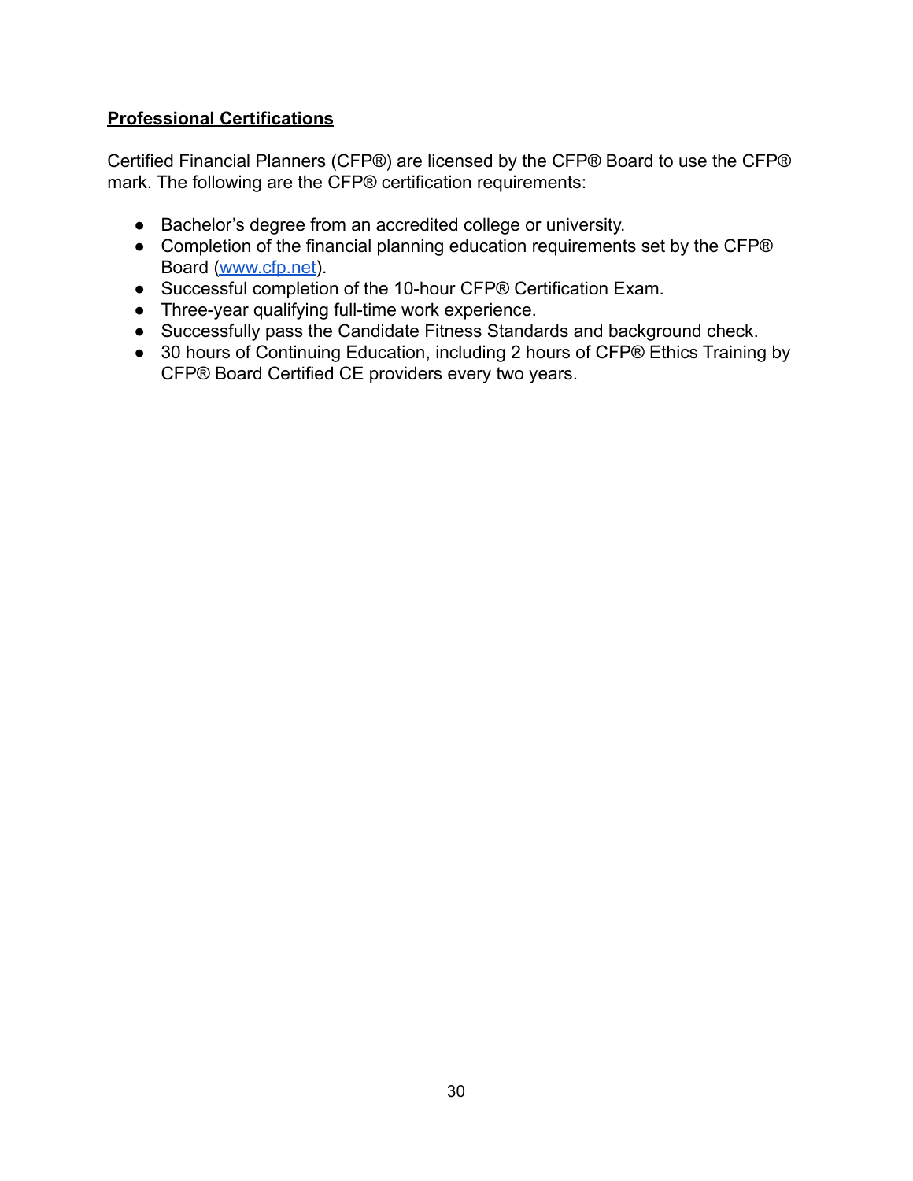**Professional Certifications**

Certified Financial Planners (CFP®) are licensed by the CFP® Board to use the CFP® mark. The following are the CFP® certification requirements:

- Bachelor's degree from an accredited college or university.
- Completion of the financial planning education requirements set by the CFP® Board (www.cfp.net).
- Successful completion of the 10-hour CFP® Certification Exam.
- Three-year qualifying full-time work experience.
- Successfully pass the Candidate Fitness Standards and background check.
- 30 hours of Continuing Education, including 2 hours of CFP® Ethics Training by CFP® Board Certified CE providers every two years.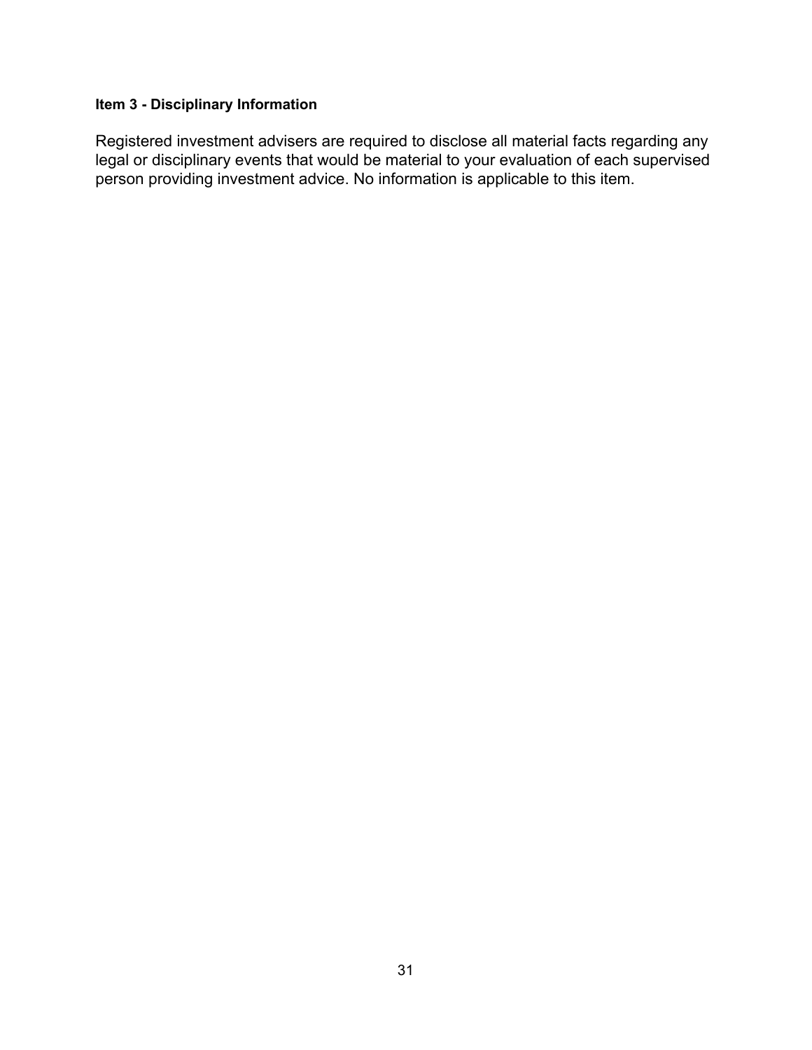**Item 3 - Disciplinary Information**

Registered investment advisers are required to disclose all material facts regarding any legal or disciplinary events that would be material to your evaluation of each supervised person providing investment advice. No information is applicable to this item.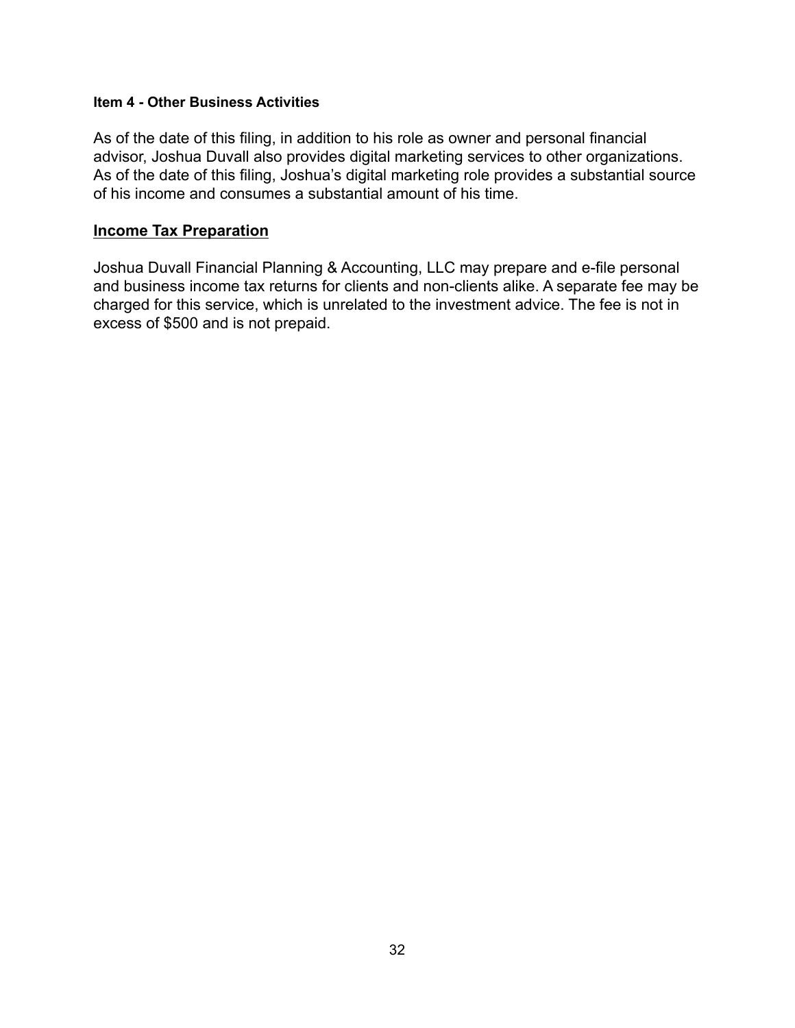### Item 4 - Other Business Activities

As of the date of this filing, in addition to his role as owner and personal financial advisor, Joshua Duvall also provides digital marketing services to other organizations. As of the date of this filing, Joshua's digital marketing role provides a substantial source of his income and consumes a substantial amount of his time.

**Income Tax Preparation**

Joshua Duvall Financial Planning & Accounting, LLC may prepare and e-file personal and business income tax returns for clients and non-clients alike. A separate fee may be charged for this service, which is unrelated to the investment advice. The fee is not in excess of $500 and is not prepaid.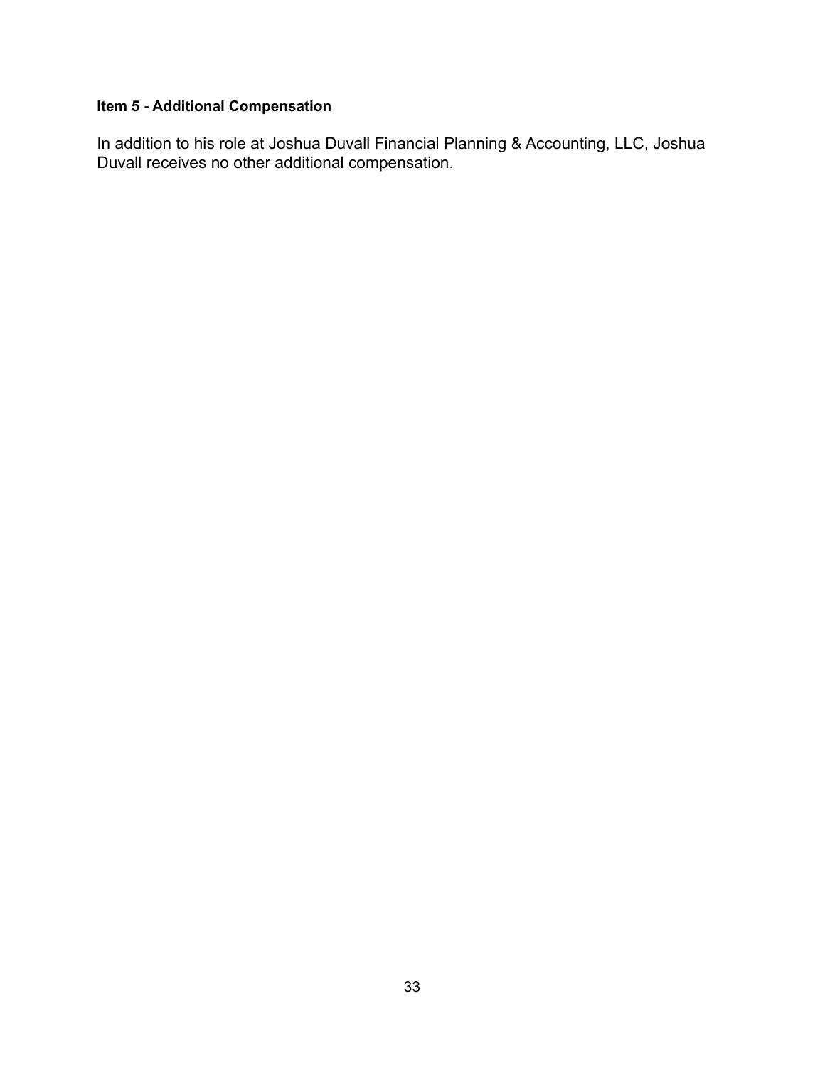**Item 5 - Additional Compensation**

In addition to his role at Joshua Duvall Financial Planning & Accounting, LLC, Joshua Duvall receives no other additional compensation.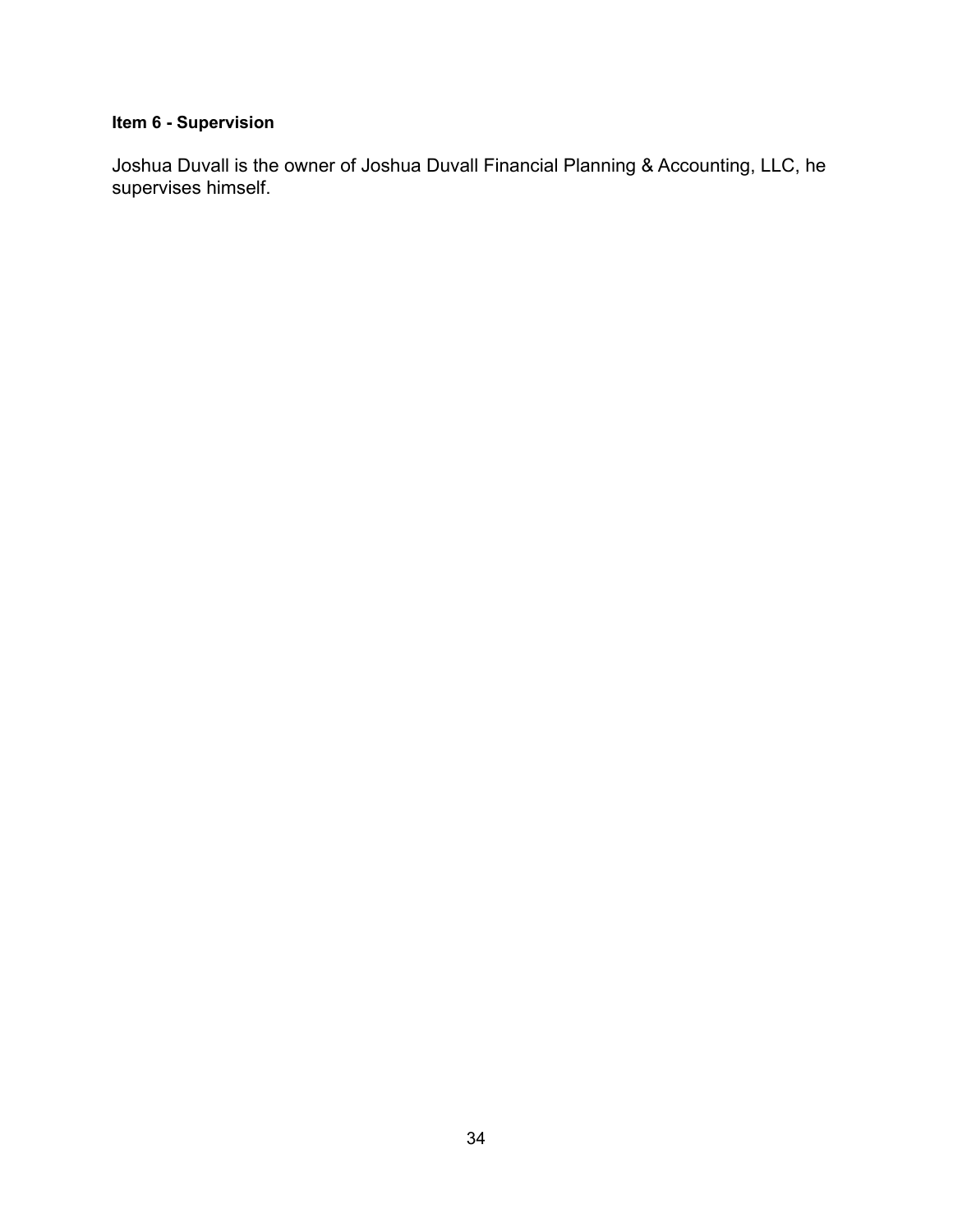**Item 6 - Supervision**

Joshua Duvall is the owner of Joshua Duvall Financial Planning & Accounting, LLC, he supervises himself.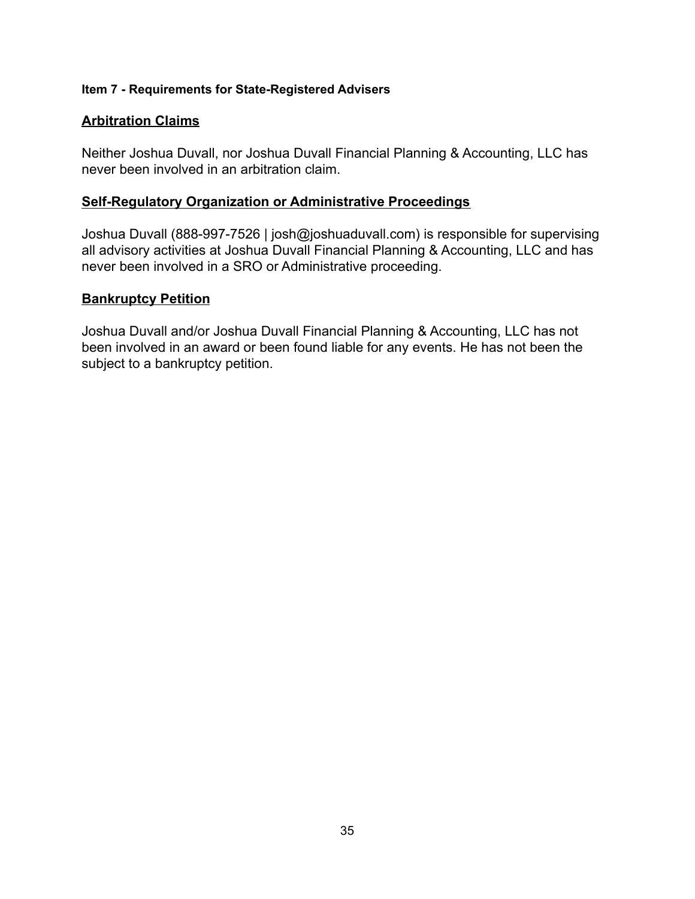**Item 7 - Requirements for State-Registered Advisers**

**Arbitration Claims**

Neither Joshua Duvall, nor Joshua Duvall Financial Planning & Accounting, LLC has never been involved in an arbitration claim.

**Self-Regulatory Organization or Administrative Proceedings**

Joshua Duvall (888-997-7526 | josh@joshuaduvall.com) is responsible for supervising all advisory activities at Joshua Duvall Financial Planning & Accounting, LLC and has never been involved in a SRO or Administrative proceeding.

**Bankruptcy Petition**

Joshua Duvall and/or Joshua Duvall Financial Planning & Accounting, LLC has not been involved in an award or been found liable for any events. He has not been the subject to a bankruptcy petition.